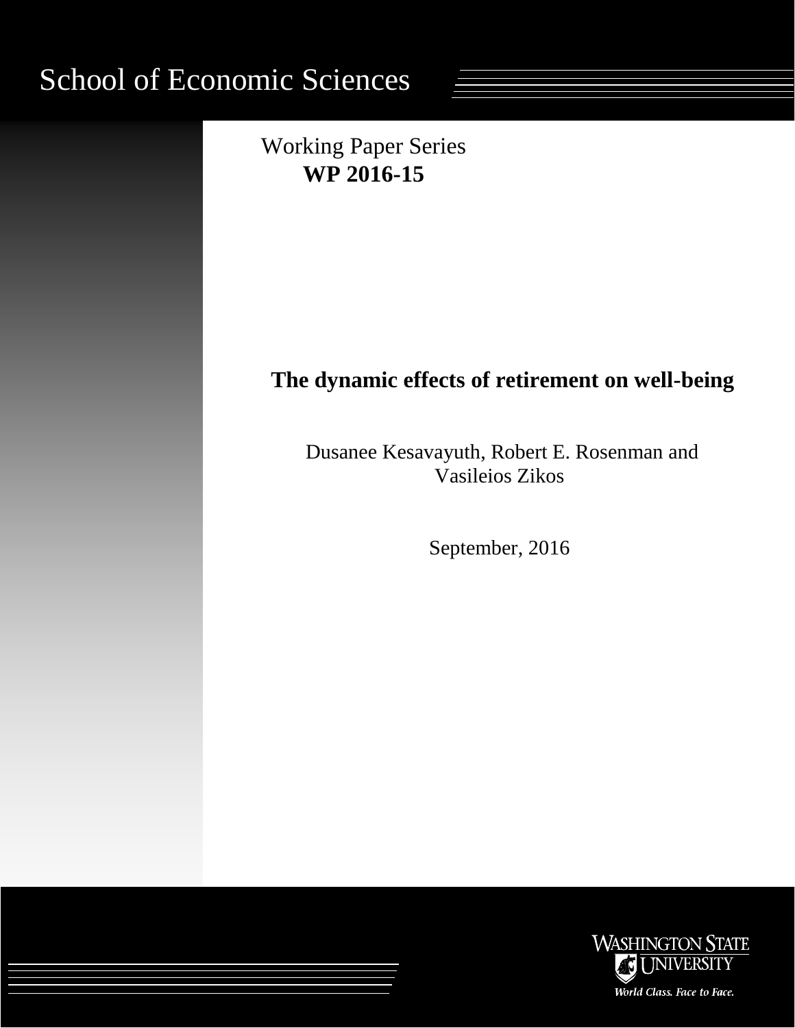School of Economic Sciences

Working Paper Series
**WP 2016-15**

# The dynamic effects of retirement on well-being

Dusanee Kesavayuth, Robert E. Rosenman and Vasileios Zikos

September, 2016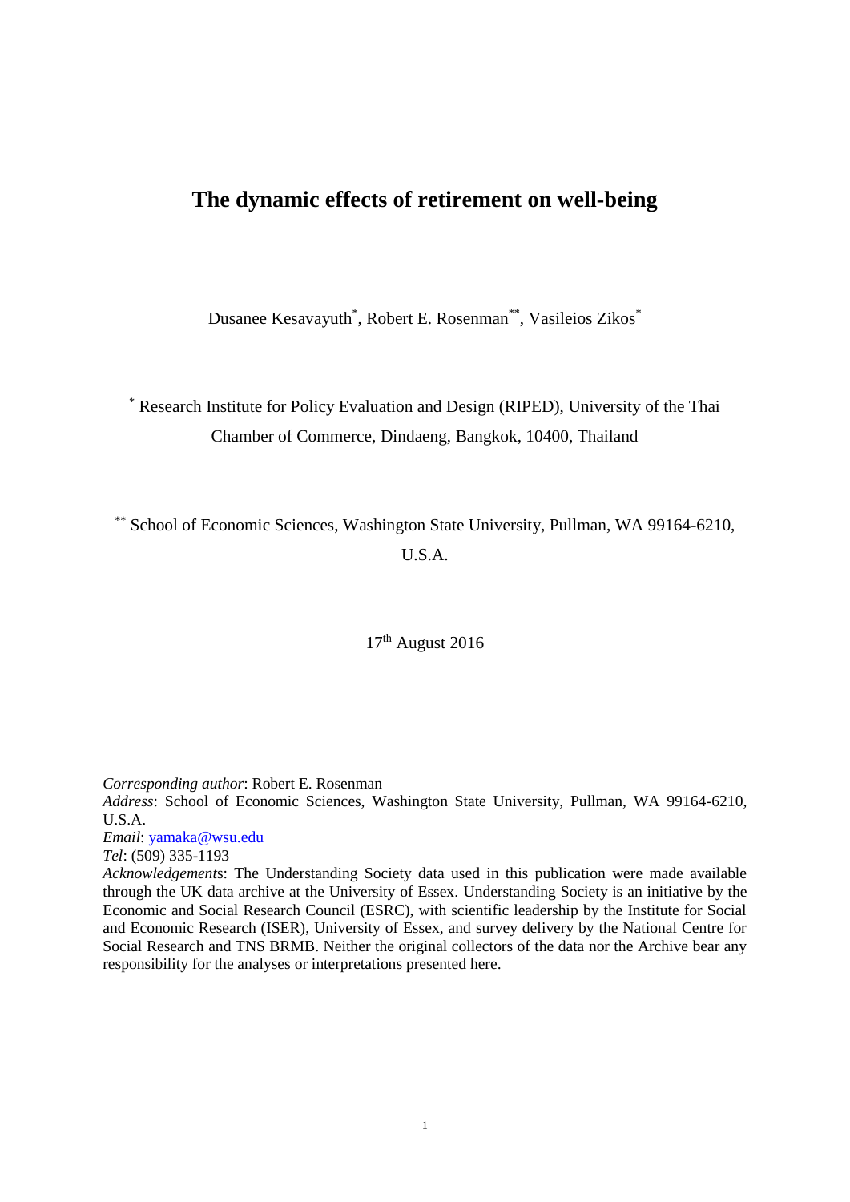# The dynamic effects of retirement on well-being

Dusanee Kesavayuth[*], Robert E. Rosenman[**], Vasileios Zikos[*]

[*] Research Institute for Policy Evaluation and Design (RIPED), University of the Thai Chamber of Commerce, Dindaeng, Bangkok, 10400, Thailand

[**] School of Economic Sciences, Washington State University, Pullman, WA 99164-6210, U.S.A.

17th August 2016

*Corresponding author*: Robert E. Rosenman
*Address*: School of Economic Sciences, Washington State University, Pullman, WA 99164-6210, U.S.A.
*Email*: yamaka@wsu.edu
*Tel*: (509) 335-1193
*Acknowledgements*: The Understanding Society data used in this publication were made available through the UK data archive at the University of Essex. Understanding Society is an initiative by the Economic and Social Research Council (ESRC), with scientific leadership by the Institute for Social and Economic Research (ISER), University of Essex, and survey delivery by the National Centre for Social Research and TNS BRMB. Neither the original collectors of the data nor the Archive bear any responsibility for the analyses or interpretations presented here.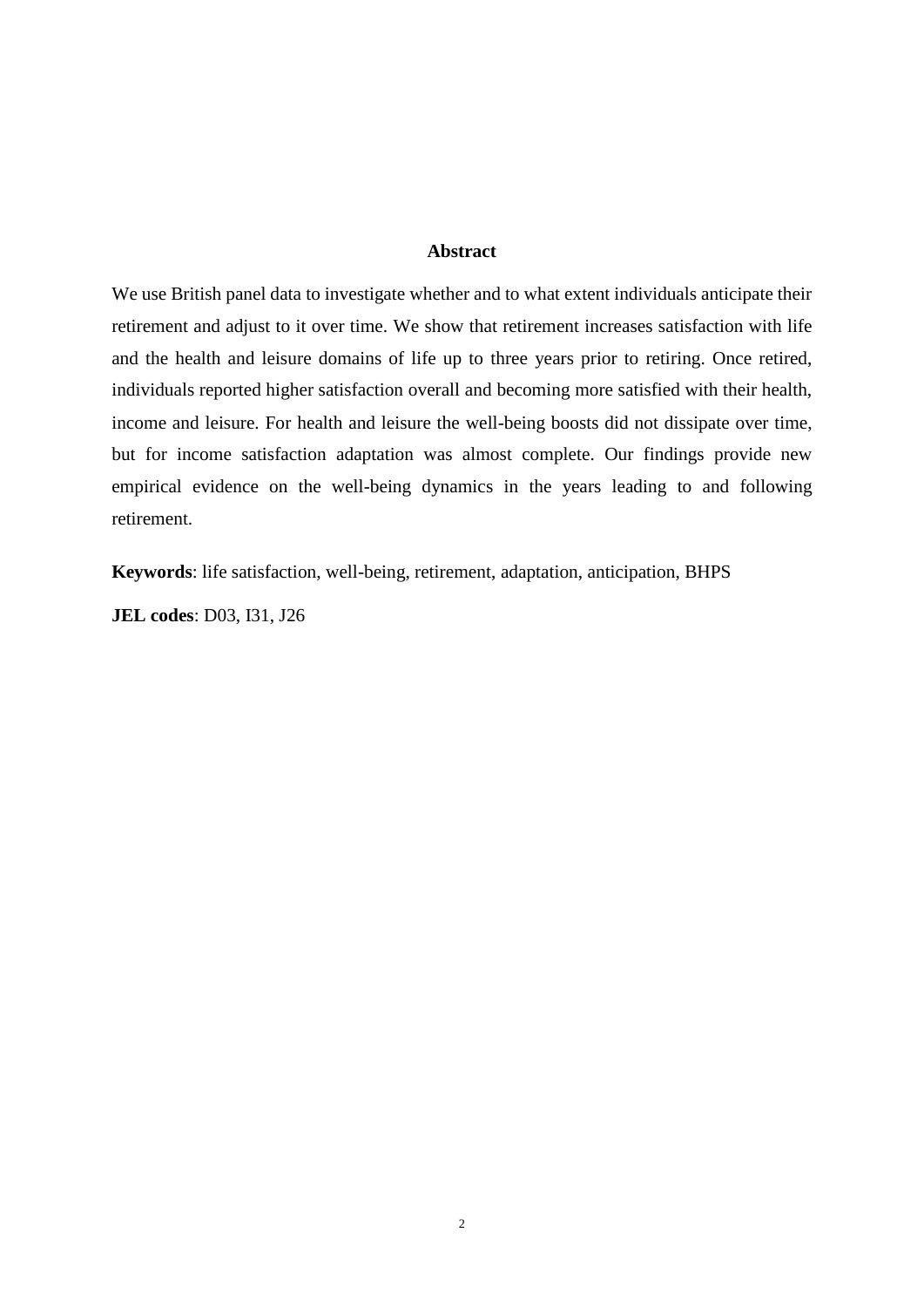## Abstract

We use British panel data to investigate whether and to what extent individuals anticipate their retirement and adjust to it over time. We show that retirement increases satisfaction with life and the health and leisure domains of life up to three years prior to retiring. Once retired, individuals reported higher satisfaction overall and becoming more satisfied with their health, income and leisure. For health and leisure the well-being boosts did not dissipate over time, but for income satisfaction adaptation was almost complete. Our findings provide new empirical evidence on the well-being dynamics in the years leading to and following retirement.

**Keywords**: life satisfaction, well-being, retirement, adaptation, anticipation, BHPS

**JEL codes**: D03, I31, J26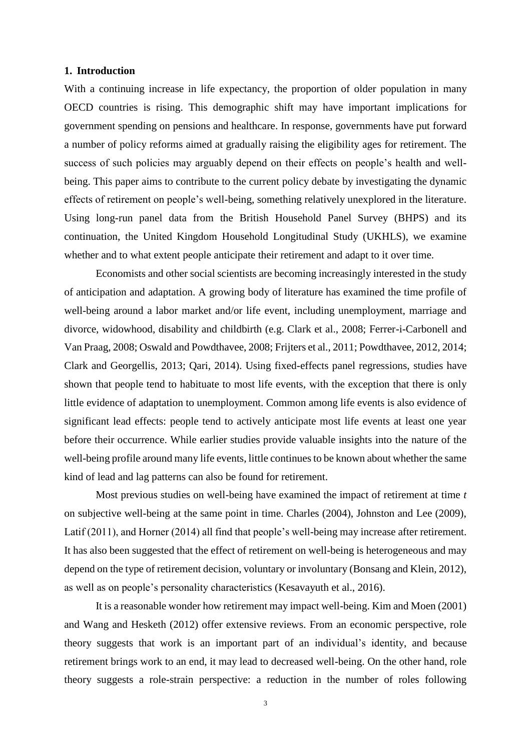## 1. Introduction

With a continuing increase in life expectancy, the proportion of older population in many OECD countries is rising. This demographic shift may have important implications for government spending on pensions and healthcare. In response, governments have put forward a number of policy reforms aimed at gradually raising the eligibility ages for retirement. The success of such policies may arguably depend on their effects on people's health and well-being. This paper aims to contribute to the current policy debate by investigating the dynamic effects of retirement on people's well-being, something relatively unexplored in the literature. Using long-run panel data from the British Household Panel Survey (BHPS) and its continuation, the United Kingdom Household Longitudinal Study (UKHLS), we examine whether and to what extent people anticipate their retirement and adapt to it over time.

Economists and other social scientists are becoming increasingly interested in the study of anticipation and adaptation. A growing body of literature has examined the time profile of well-being around a labor market and/or life event, including unemployment, marriage and divorce, widowhood, disability and childbirth (e.g. Clark et al., 2008; Ferrer-i-Carbonell and Van Praag, 2008; Oswald and Powdthavee, 2008; Frijters et al., 2011; Powdthavee, 2012, 2014; Clark and Georgellis, 2013; Qari, 2014). Using fixed-effects panel regressions, studies have shown that people tend to habituate to most life events, with the exception that there is only little evidence of adaptation to unemployment. Common among life events is also evidence of significant lead effects: people tend to actively anticipate most life events at least one year before their occurrence. While earlier studies provide valuable insights into the nature of the well-being profile around many life events, little continues to be known about whether the same kind of lead and lag patterns can also be found for retirement.

Most previous studies on well-being have examined the impact of retirement at time *t* on subjective well-being at the same point in time. Charles (2004), Johnston and Lee (2009), Latif (2011), and Horner (2014) all find that people's well-being may increase after retirement. It has also been suggested that the effect of retirement on well-being is heterogeneous and may depend on the type of retirement decision, voluntary or involuntary (Bonsang and Klein, 2012), as well as on people's personality characteristics (Kesavayuth et al., 2016).

It is a reasonable wonder how retirement may impact well-being. Kim and Moen (2001) and Wang and Hesketh (2012) offer extensive reviews. From an economic perspective, role theory suggests that work is an important part of an individual's identity, and because retirement brings work to an end, it may lead to decreased well-being. On the other hand, role theory suggests a role-strain perspective: a reduction in the number of roles following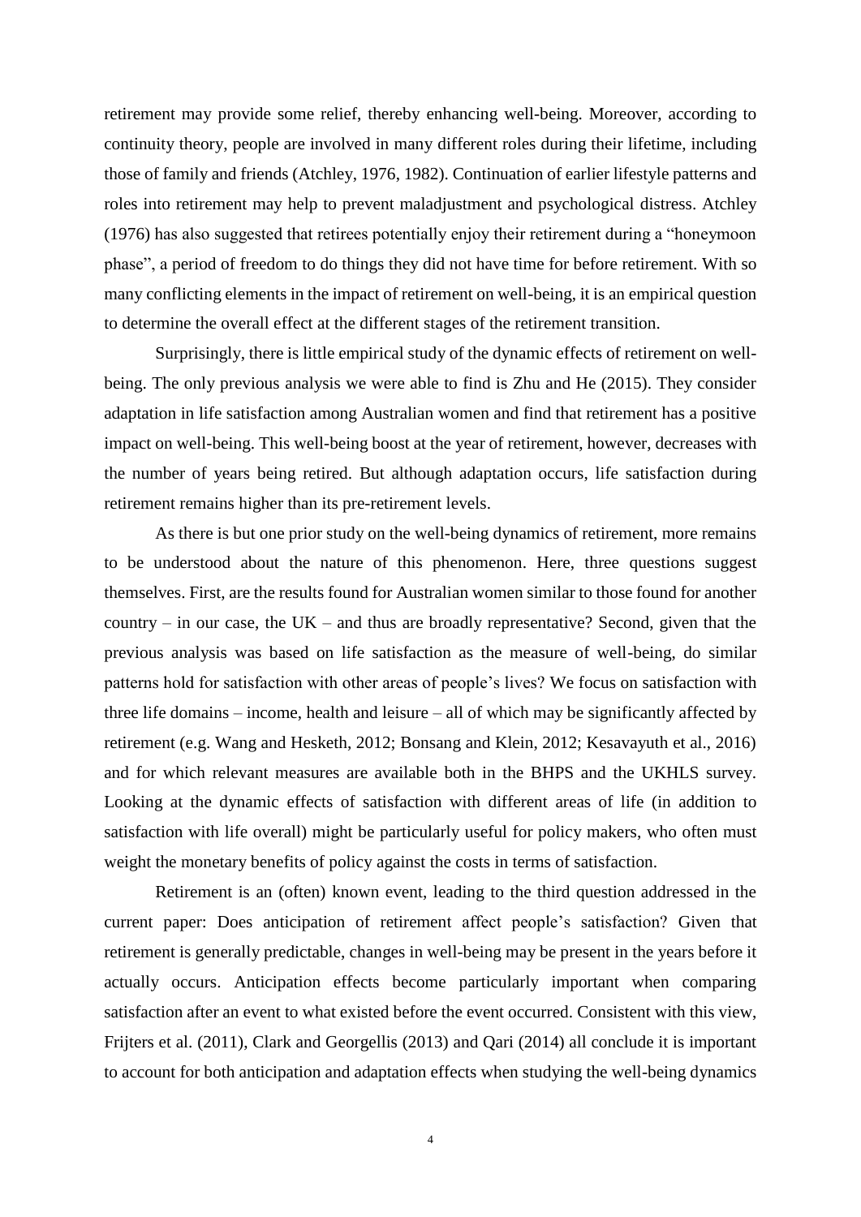retirement may provide some relief, thereby enhancing well-being. Moreover, according to continuity theory, people are involved in many different roles during their lifetime, including those of family and friends (Atchley, 1976, 1982). Continuation of earlier lifestyle patterns and roles into retirement may help to prevent maladjustment and psychological distress. Atchley (1976) has also suggested that retirees potentially enjoy their retirement during a "honeymoon phase", a period of freedom to do things they did not have time for before retirement. With so many conflicting elements in the impact of retirement on well-being, it is an empirical question to determine the overall effect at the different stages of the retirement transition.

Surprisingly, there is little empirical study of the dynamic effects of retirement on well-being. The only previous analysis we were able to find is Zhu and He (2015). They consider adaptation in life satisfaction among Australian women and find that retirement has a positive impact on well-being. This well-being boost at the year of retirement, however, decreases with the number of years being retired. But although adaptation occurs, life satisfaction during retirement remains higher than its pre-retirement levels.

As there is but one prior study on the well-being dynamics of retirement, more remains to be understood about the nature of this phenomenon. Here, three questions suggest themselves. First, are the results found for Australian women similar to those found for another country – in our case, the UK – and thus are broadly representative? Second, given that the previous analysis was based on life satisfaction as the measure of well-being, do similar patterns hold for satisfaction with other areas of people's lives? We focus on satisfaction with three life domains – income, health and leisure – all of which may be significantly affected by retirement (e.g. Wang and Hesketh, 2012; Bonsang and Klein, 2012; Kesavayuth et al., 2016) and for which relevant measures are available both in the BHPS and the UKHLS survey. Looking at the dynamic effects of satisfaction with different areas of life (in addition to satisfaction with life overall) might be particularly useful for policy makers, who often must weight the monetary benefits of policy against the costs in terms of satisfaction.

Retirement is an (often) known event, leading to the third question addressed in the current paper: Does anticipation of retirement affect people's satisfaction? Given that retirement is generally predictable, changes in well-being may be present in the years before it actually occurs. Anticipation effects become particularly important when comparing satisfaction after an event to what existed before the event occurred. Consistent with this view, Frijters et al. (2011), Clark and Georgellis (2013) and Qari (2014) all conclude it is important to account for both anticipation and adaptation effects when studying the well-being dynamics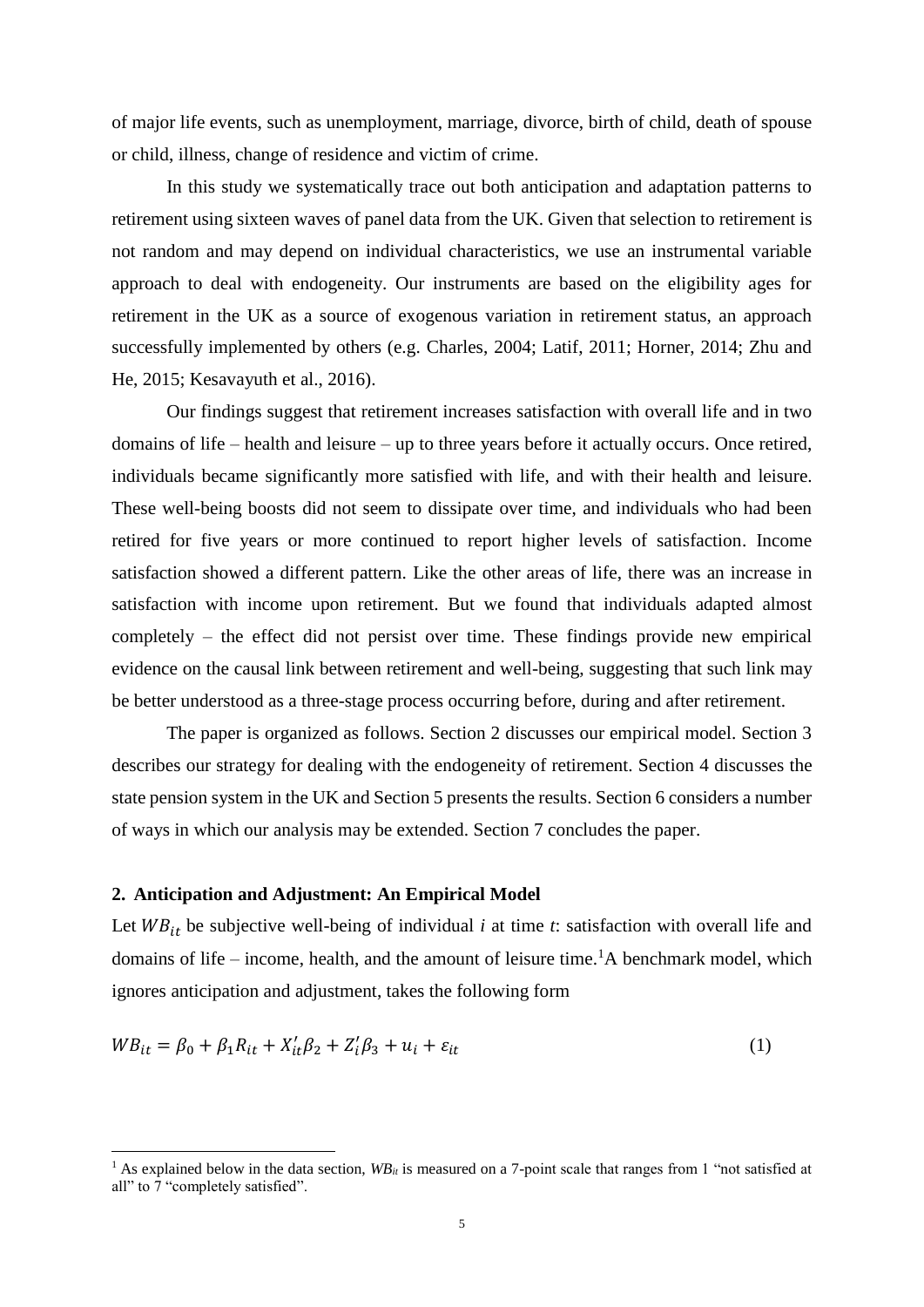of major life events, such as unemployment, marriage, divorce, birth of child, death of spouse or child, illness, change of residence and victim of crime.

In this study we systematically trace out both anticipation and adaptation patterns to retirement using sixteen waves of panel data from the UK. Given that selection to retirement is not random and may depend on individual characteristics, we use an instrumental variable approach to deal with endogeneity. Our instruments are based on the eligibility ages for retirement in the UK as a source of exogenous variation in retirement status, an approach successfully implemented by others (e.g. Charles, 2004; Latif, 2011; Horner, 2014; Zhu and He, 2015; Kesavayuth et al., 2016).

Our findings suggest that retirement increases satisfaction with overall life and in two domains of life – health and leisure – up to three years before it actually occurs. Once retired, individuals became significantly more satisfied with life, and with their health and leisure. These well-being boosts did not seem to dissipate over time, and individuals who had been retired for five years or more continued to report higher levels of satisfaction. Income satisfaction showed a different pattern. Like the other areas of life, there was an increase in satisfaction with income upon retirement. But we found that individuals adapted almost completely – the effect did not persist over time. These findings provide new empirical evidence on the causal link between retirement and well-being, suggesting that such link may be better understood as a three-stage process occurring before, during and after retirement.

The paper is organized as follows. Section 2 discusses our empirical model. Section 3 describes our strategy for dealing with the endogeneity of retirement. Section 4 discusses the state pension system in the UK and Section 5 presents the results. Section 6 considers a number of ways in which our analysis may be extended. Section 7 concludes the paper.

## 2. Anticipation and Adjustment: An Empirical Model

Let $WB_{it}$ be subjective well-being of individual *i* at time *t*: satisfaction with overall life and domains of life – income, health, and the amount of leisure time.[1] A benchmark model, which ignores anticipation and adjustment, takes the following form

$$WB_{it} = \beta_0 + \beta_1 R_{it} + X'_{it}\beta_2 + Z'_i\beta_3 + u_i + \varepsilon_{it} \tag{1}$$

---

[1] As explained below in the data section, $WB_{it}$ is measured on a 7-point scale that ranges from 1 "not satisfied at all" to 7 "completely satisfied".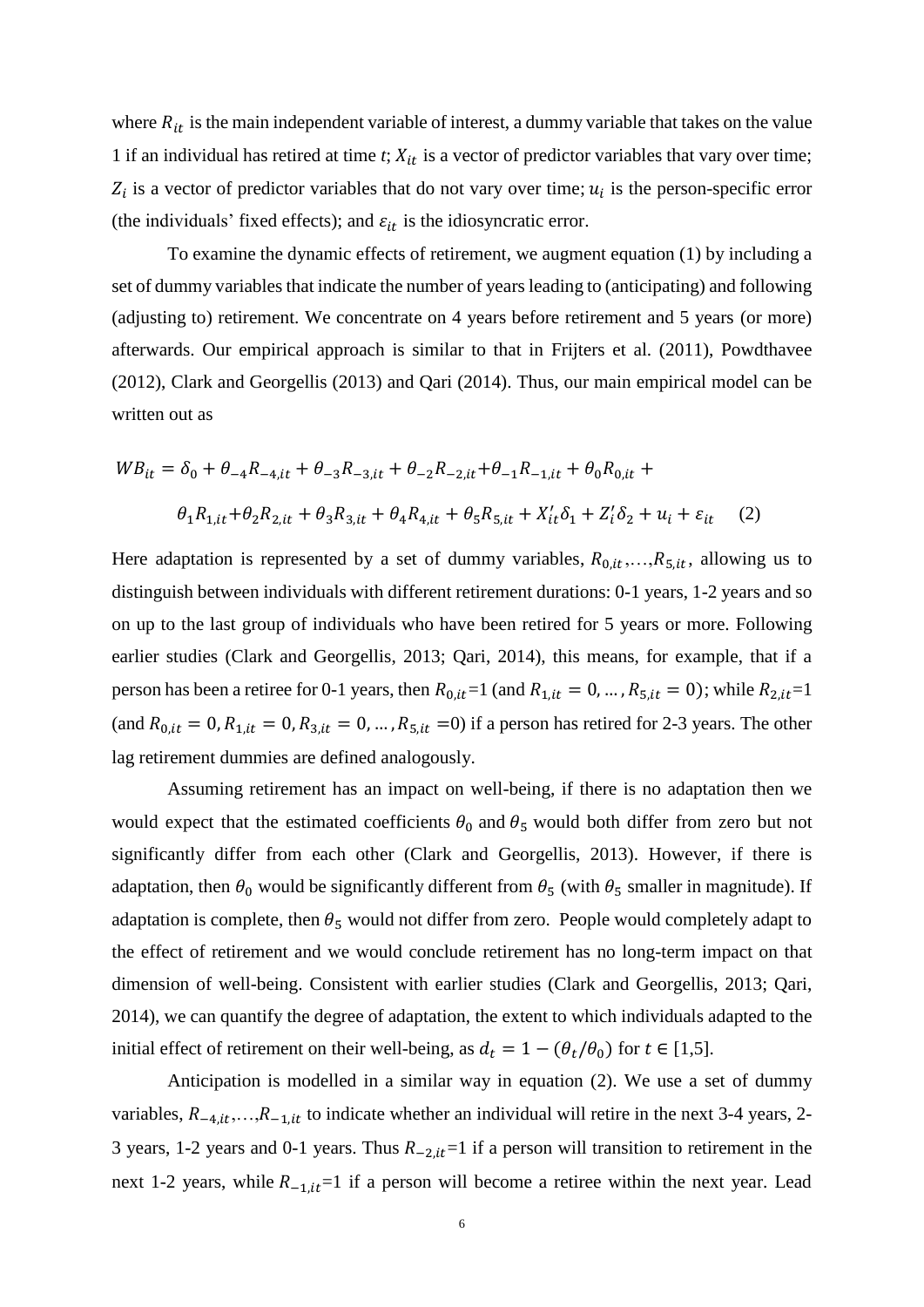where $R_{it}$ is the main independent variable of interest, a dummy variable that takes on the value 1 if an individual has retired at time *t*; $X_{it}$ is a vector of predictor variables that vary over time; $Z_i$ is a vector of predictor variables that do not vary over time; $u_i$ is the person-specific error (the individuals' fixed effects); and $\varepsilon_{it}$ is the idiosyncratic error.

To examine the dynamic effects of retirement, we augment equation (1) by including a set of dummy variables that indicate the number of years leading to (anticipating) and following (adjusting to) retirement. We concentrate on 4 years before retirement and 5 years (or more) afterwards. Our empirical approach is similar to that in Frijters et al. (2011), Powdthavee (2012), Clark and Georgellis (2013) and Qari (2014). Thus, our main empirical model can be written out as

$$WB_{it} = \delta_0 + \theta_{-4}R_{-4,it} + \theta_{-3}R_{-3,it} + \theta_{-2}R_{-2,it} + \theta_{-1}R_{-1,it} + \theta_0 R_{0,it} +$$

$$\theta_1 R_{1,it} + \theta_2 R_{2,it} + \theta_3 R_{3,it} + \theta_4 R_{4,it} + \theta_5 R_{5,it} + X_{it}'\delta_1 + Z_i'\delta_2 + u_i + \varepsilon_{it} \quad (2)$$

Here adaptation is represented by a set of dummy variables, $R_{0,it}$,…,$R_{5,it}$, allowing us to distinguish between individuals with different retirement durations: 0-1 years, 1-2 years and so on up to the last group of individuals who have been retired for 5 years or more. Following earlier studies (Clark and Georgellis, 2013; Qari, 2014), this means, for example, that if a person has been a retiree for 0-1 years, then $R_{0,it}$=1 (and $R_{1,it} = 0, \dots, R_{5,it} = 0$); while $R_{2,it}$=1 (and $R_{0,it} = 0, R_{1,it} = 0, R_{3,it} = 0, \dots, R_{5,it} = 0$) if a person has retired for 2-3 years. The other lag retirement dummies are defined analogously.

Assuming retirement has an impact on well-being, if there is no adaptation then we would expect that the estimated coefficients $\theta_0$ and $\theta_5$ would both differ from zero but not significantly differ from each other (Clark and Georgellis, 2013). However, if there is adaptation, then $\theta_0$ would be significantly different from $\theta_5$ (with $\theta_5$ smaller in magnitude). If adaptation is complete, then $\theta_5$ would not differ from zero. People would completely adapt to the effect of retirement and we would conclude retirement has no long-term impact on that dimension of well-being. Consistent with earlier studies (Clark and Georgellis, 2013; Qari, 2014), we can quantify the degree of adaptation, the extent to which individuals adapted to the initial effect of retirement on their well-being, as $d_t = 1 - (\theta_t/\theta_0)$ for $t \in [1,5]$.

Anticipation is modelled in a similar way in equation (2). We use a set of dummy variables, $R_{-4,it}$,…,$R_{-1,it}$ to indicate whether an individual will retire in the next 3-4 years, 2-3 years, 1-2 years and 0-1 years. Thus $R_{-2,it}$=1 if a person will transition to retirement in the next 1-2 years, while $R_{-1,it}$=1 if a person will become a retiree within the next year. Lead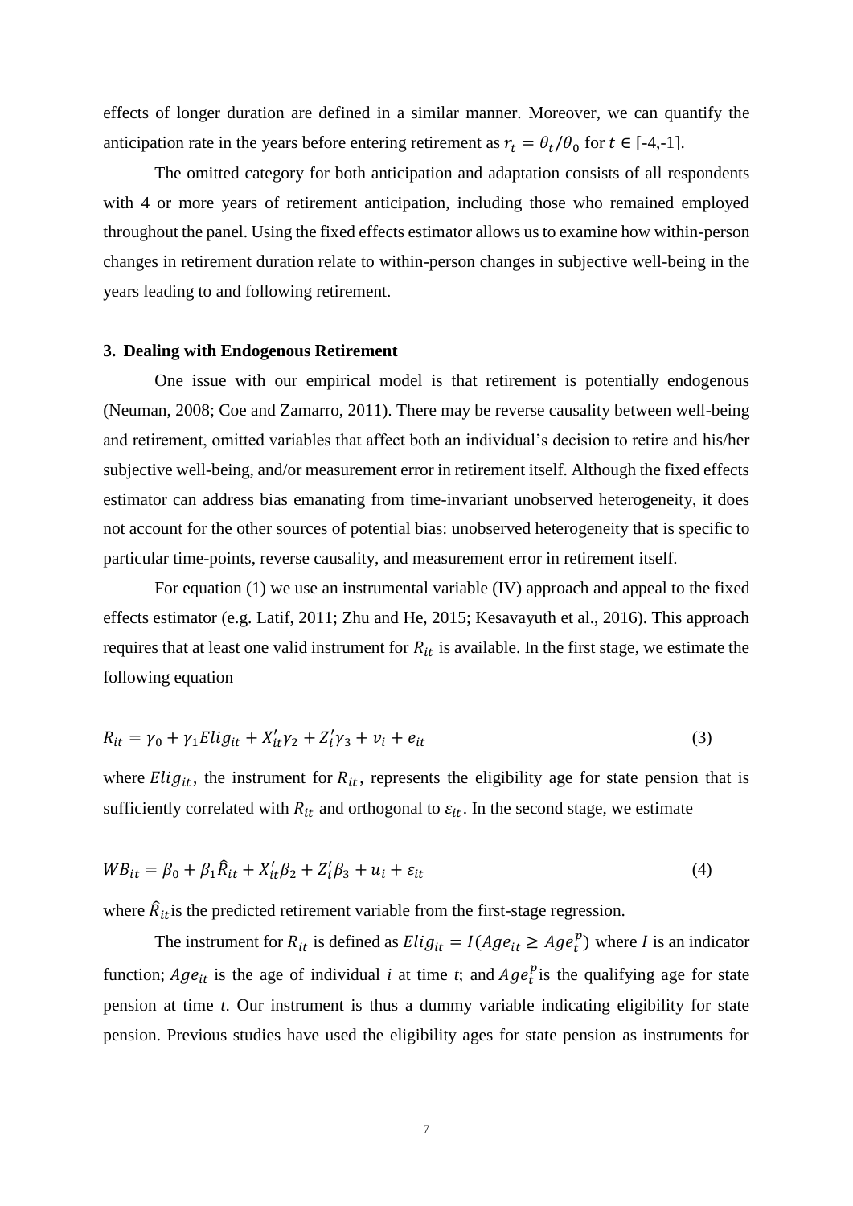effects of longer duration are defined in a similar manner. Moreover, we can quantify the anticipation rate in the years before entering retirement as $r_t = \theta_t/\theta_0$ for $t \in$ [-4,-1].

The omitted category for both anticipation and adaptation consists of all respondents with 4 or more years of retirement anticipation, including those who remained employed throughout the panel. Using the fixed effects estimator allows us to examine how within-person changes in retirement duration relate to within-person changes in subjective well-being in the years leading to and following retirement.

### 3. Dealing with Endogenous Retirement

One issue with our empirical model is that retirement is potentially endogenous (Neuman, 2008; Coe and Zamarro, 2011). There may be reverse causality between well-being and retirement, omitted variables that affect both an individual's decision to retire and his/her subjective well-being, and/or measurement error in retirement itself. Although the fixed effects estimator can address bias emanating from time-invariant unobserved heterogeneity, it does not account for the other sources of potential bias: unobserved heterogeneity that is specific to particular time-points, reverse causality, and measurement error in retirement itself.

For equation (1) we use an instrumental variable (IV) approach and appeal to the fixed effects estimator (e.g. Latif, 2011; Zhu and He, 2015; Kesavayuth et al., 2016). This approach requires that at least one valid instrument for $R_{it}$ is available. In the first stage, we estimate the following equation

$$R_{it} = \gamma_0 + \gamma_1 Elig_{it} + X_{it}'\gamma_2 + Z_i'\gamma_3 + v_i + e_{it} \tag{3}$$

where $Elig_{it}$, the instrument for $R_{it}$, represents the eligibility age for state pension that is sufficiently correlated with $R_{it}$ and orthogonal to $\varepsilon_{it}$. In the second stage, we estimate

$$WB_{it} = \beta_0 + \beta_1 \hat{R}_{it} + X_{it}'\beta_2 + Z_i'\beta_3 + u_i + \varepsilon_{it} \tag{4}$$

where $\hat{R}_{it}$ is the predicted retirement variable from the first-stage regression.

The instrument for $R_{it}$ is defined as $Elig_{it} = I(Age_{it} \geq Age_t^p)$ where $I$ is an indicator function; $Age_{it}$ is the age of individual *i* at time *t*; and $Age_t^p$ is the qualifying age for state pension at time *t*. Our instrument is thus a dummy variable indicating eligibility for state pension. Previous studies have used the eligibility ages for state pension as instruments for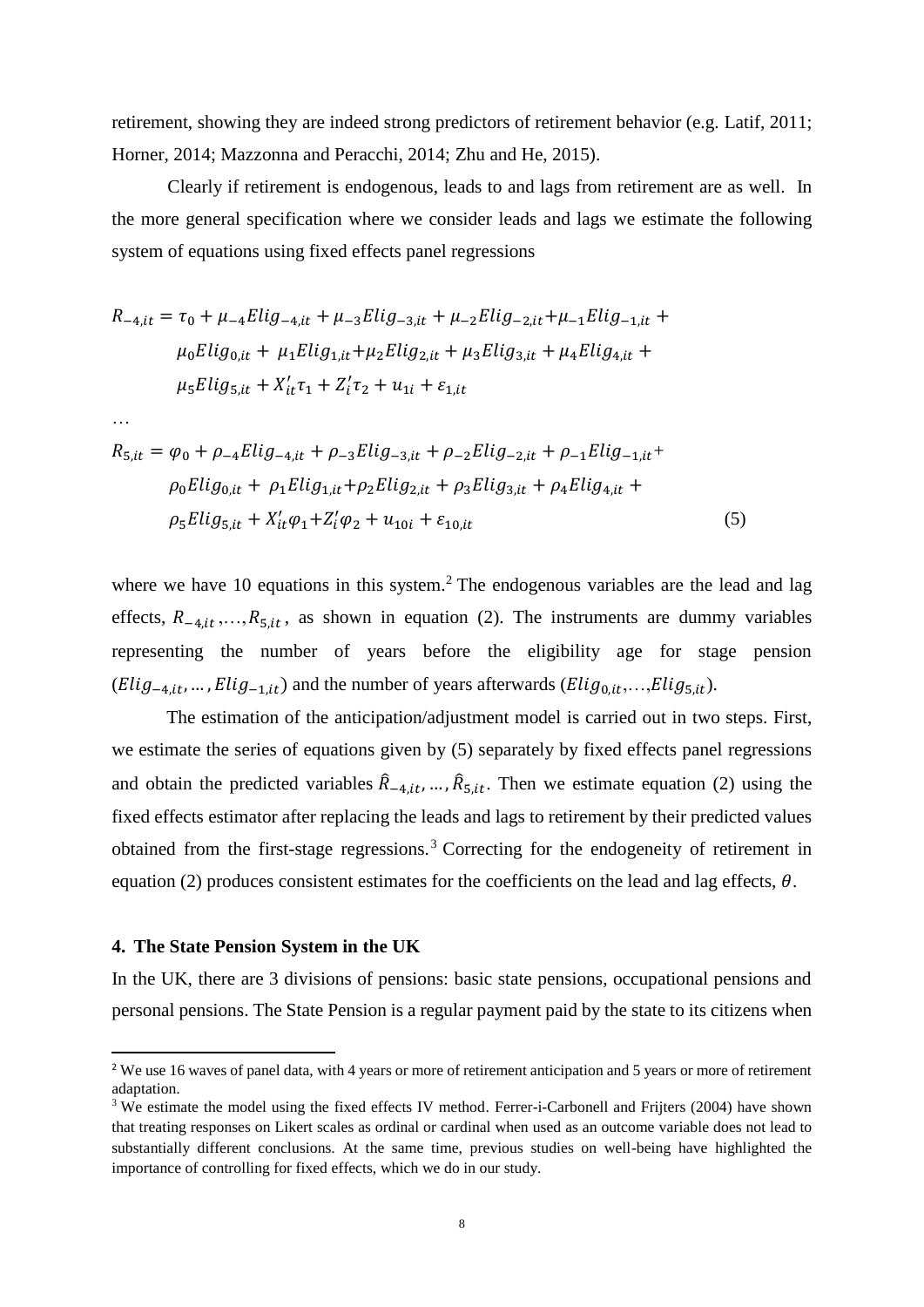retirement, showing they are indeed strong predictors of retirement behavior (e.g. Latif, 2011; Horner, 2014; Mazzonna and Peracchi, 2014; Zhu and He, 2015).

Clearly if retirement is endogenous, leads to and lags from retirement are as well. In the more general specification where we consider leads and lags we estimate the following system of equations using fixed effects panel regressions

$$
\begin{aligned}
R_{-4,it} = \tau_0 &+ \mu_{-4} Elig_{-4,it} + \mu_{-3} Elig_{-3,it} + \mu_{-2} Elig_{-2,it} + \mu_{-1} Elig_{-1,it} + \\
&\mu_0 Elig_{0,it} + \mu_1 Elig_{1,it} + \mu_2 Elig_{2,it} + \mu_3 Elig_{3,it} + \mu_4 Elig_{4,it} + \\
&\mu_5 Elig_{5,it} + X_{it}'\tau_1 + Z_i'\tau_2 + u_{1i} + \varepsilon_{1,it}
\end{aligned}
$$

…

$$
\begin{aligned}
R_{5,it} = \varphi_0 &+ \rho_{-4} Elig_{-4,it} + \rho_{-3} Elig_{-3,it} + \rho_{-2} Elig_{-2,it} + \rho_{-1} Elig_{-1,it} + \\
&\rho_0 Elig_{0,it} + \rho_1 Elig_{1,it} + \rho_2 Elig_{2,it} + \rho_3 Elig_{3,it} + \rho_4 Elig_{4,it} + \\
&\rho_5 Elig_{5,it} + X_{it}'\varphi_1 + Z_i'\varphi_2 + u_{10i} + \varepsilon_{10,it} \qquad (5)
\end{aligned}
$$

where we have 10 equations in this system.[2] The endogenous variables are the lead and lag effects, $R_{-4,it}, \ldots, R_{5,it}$, as shown in equation (2). The instruments are dummy variables representing the number of years before the eligibility age for stage pension ($Elig_{-4,it}, \ldots, Elig_{-1,it}$) and the number of years afterwards ($Elig_{0,it}, \ldots, Elig_{5,it}$).

The estimation of the anticipation/adjustment model is carried out in two steps. First, we estimate the series of equations given by (5) separately by fixed effects panel regressions and obtain the predicted variables $\hat{R}_{-4,it}, \ldots, \hat{R}_{5,it}$. Then we estimate equation (2) using the fixed effects estimator after replacing the leads and lags to retirement by their predicted values obtained from the first-stage regressions.[3] Correcting for the endogeneity of retirement in equation (2) produces consistent estimates for the coefficients on the lead and lag effects, $\theta$.

## 4. The State Pension System in the UK

In the UK, there are 3 divisions of pensions: basic state pensions, occupational pensions and personal pensions. The State Pension is a regular payment paid by the state to its citizens when

[2] We use 16 waves of panel data, with 4 years or more of retirement anticipation and 5 years or more of retirement adaptation.

[3] We estimate the model using the fixed effects IV method. Ferrer-i-Carbonell and Frijters (2004) have shown that treating responses on Likert scales as ordinal or cardinal when used as an outcome variable does not lead to substantially different conclusions. At the same time, previous studies on well-being have highlighted the importance of controlling for fixed effects, which we do in our study.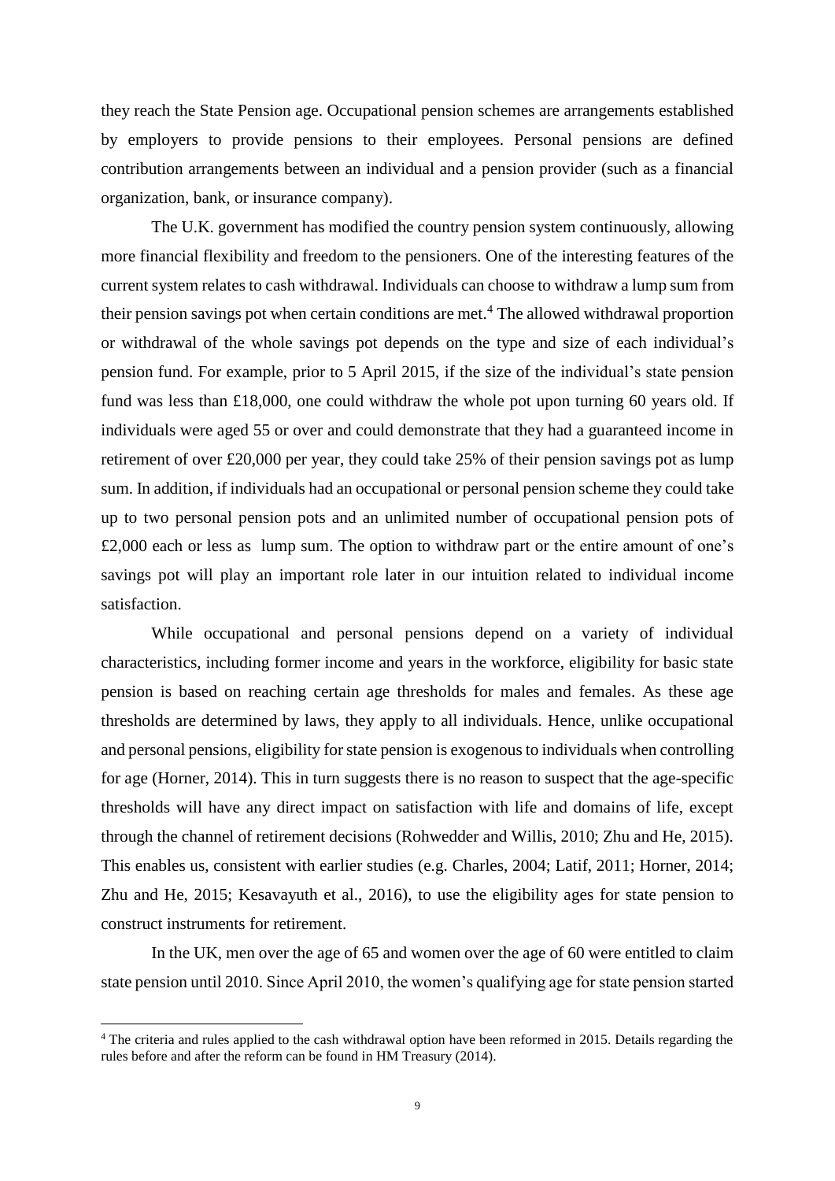they reach the State Pension age. Occupational pension schemes are arrangements established by employers to provide pensions to their employees. Personal pensions are defined contribution arrangements between an individual and a pension provider (such as a financial organization, bank, or insurance company).

The U.K. government has modified the country pension system continuously, allowing more financial flexibility and freedom to the pensioners. One of the interesting features of the current system relates to cash withdrawal. Individuals can choose to withdraw a lump sum from their pension savings pot when certain conditions are met.[4] The allowed withdrawal proportion or withdrawal of the whole savings pot depends on the type and size of each individual's pension fund. For example, prior to 5 April 2015, if the size of the individual's state pension fund was less than £18,000, one could withdraw the whole pot upon turning 60 years old. If individuals were aged 55 or over and could demonstrate that they had a guaranteed income in retirement of over £20,000 per year, they could take 25% of their pension savings pot as lump sum. In addition, if individuals had an occupational or personal pension scheme they could take up to two personal pension pots and an unlimited number of occupational pension pots of £2,000 each or less as lump sum. The option to withdraw part or the entire amount of one's savings pot will play an important role later in our intuition related to individual income satisfaction.

While occupational and personal pensions depend on a variety of individual characteristics, including former income and years in the workforce, eligibility for basic state pension is based on reaching certain age thresholds for males and females. As these age thresholds are determined by laws, they apply to all individuals. Hence, unlike occupational and personal pensions, eligibility for state pension is exogenous to individuals when controlling for age (Horner, 2014). This in turn suggests there is no reason to suspect that the age-specific thresholds will have any direct impact on satisfaction with life and domains of life, except through the channel of retirement decisions (Rohwedder and Willis, 2010; Zhu and He, 2015). This enables us, consistent with earlier studies (e.g. Charles, 2004; Latif, 2011; Horner, 2014; Zhu and He, 2015; Kesavayuth et al., 2016), to use the eligibility ages for state pension to construct instruments for retirement.

In the UK, men over the age of 65 and women over the age of 60 were entitled to claim state pension until 2010. Since April 2010, the women's qualifying age for state pension started

[4] The criteria and rules applied to the cash withdrawal option have been reformed in 2015. Details regarding the rules before and after the reform can be found in HM Treasury (2014).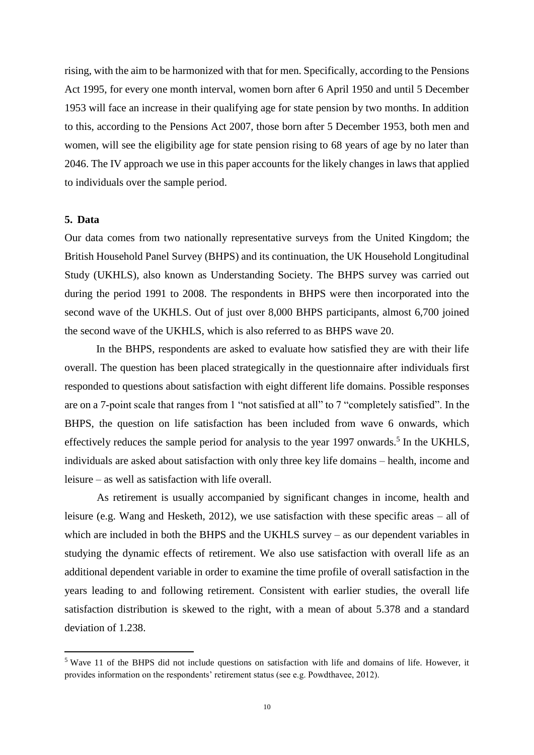rising, with the aim to be harmonized with that for men. Specifically, according to the Pensions Act 1995, for every one month interval, women born after 6 April 1950 and until 5 December 1953 will face an increase in their qualifying age for state pension by two months. In addition to this, according to the Pensions Act 2007, those born after 5 December 1953, both men and women, will see the eligibility age for state pension rising to 68 years of age by no later than 2046. The IV approach we use in this paper accounts for the likely changes in laws that applied to individuals over the sample period.

## 5. Data

Our data comes from two nationally representative surveys from the United Kingdom; the British Household Panel Survey (BHPS) and its continuation, the UK Household Longitudinal Study (UKHLS), also known as Understanding Society. The BHPS survey was carried out during the period 1991 to 2008. The respondents in BHPS were then incorporated into the second wave of the UKHLS. Out of just over 8,000 BHPS participants, almost 6,700 joined the second wave of the UKHLS, which is also referred to as BHPS wave 20.

In the BHPS, respondents are asked to evaluate how satisfied they are with their life overall. The question has been placed strategically in the questionnaire after individuals first responded to questions about satisfaction with eight different life domains. Possible responses are on a 7-point scale that ranges from 1 "not satisfied at all" to 7 "completely satisfied". In the BHPS, the question on life satisfaction has been included from wave 6 onwards, which effectively reduces the sample period for analysis to the year 1997 onwards.[5] In the UKHLS, individuals are asked about satisfaction with only three key life domains – health, income and leisure – as well as satisfaction with life overall.

As retirement is usually accompanied by significant changes in income, health and leisure (e.g. Wang and Hesketh, 2012), we use satisfaction with these specific areas – all of which are included in both the BHPS and the UKHLS survey – as our dependent variables in studying the dynamic effects of retirement. We also use satisfaction with overall life as an additional dependent variable in order to examine the time profile of overall satisfaction in the years leading to and following retirement. Consistent with earlier studies, the overall life satisfaction distribution is skewed to the right, with a mean of about 5.378 and a standard deviation of 1.238.

[5] Wave 11 of the BHPS did not include questions on satisfaction with life and domains of life. However, it provides information on the respondents' retirement status (see e.g. Powdthavee, 2012).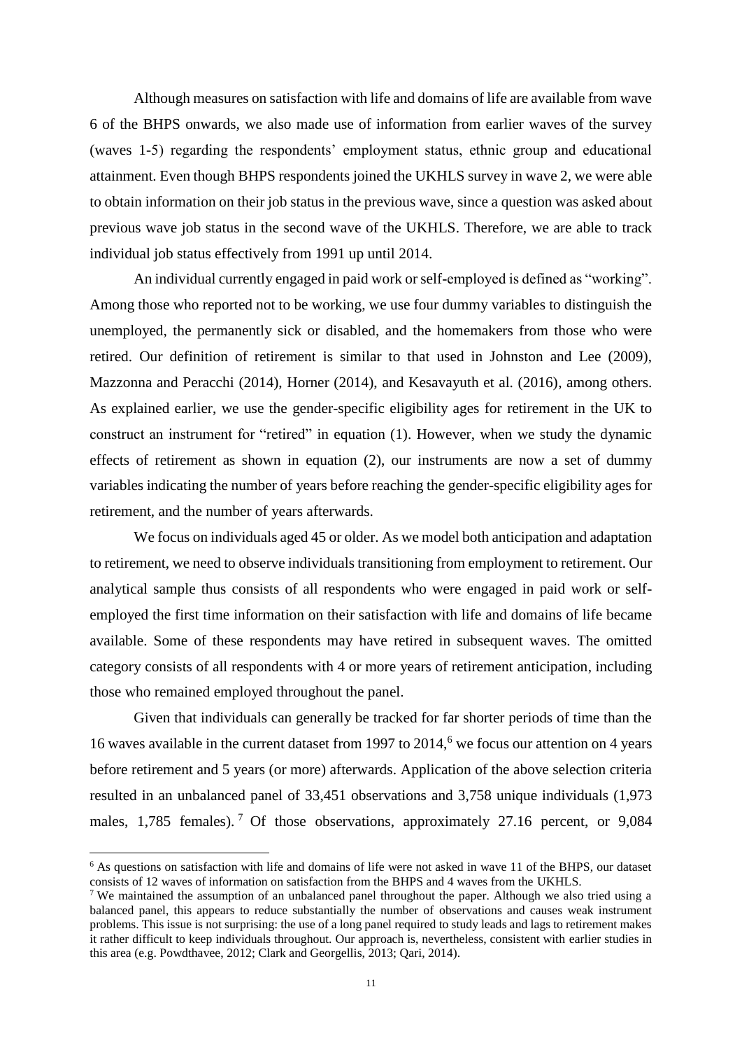Although measures on satisfaction with life and domains of life are available from wave 6 of the BHPS onwards, we also made use of information from earlier waves of the survey (waves 1-5) regarding the respondents' employment status, ethnic group and educational attainment. Even though BHPS respondents joined the UKHLS survey in wave 2, we were able to obtain information on their job status in the previous wave, since a question was asked about previous wave job status in the second wave of the UKHLS. Therefore, we are able to track individual job status effectively from 1991 up until 2014.

An individual currently engaged in paid work or self-employed is defined as "working". Among those who reported not to be working, we use four dummy variables to distinguish the unemployed, the permanently sick or disabled, and the homemakers from those who were retired. Our definition of retirement is similar to that used in Johnston and Lee (2009), Mazzonna and Peracchi (2014), Horner (2014), and Kesavayuth et al. (2016), among others. As explained earlier, we use the gender-specific eligibility ages for retirement in the UK to construct an instrument for "retired" in equation (1). However, when we study the dynamic effects of retirement as shown in equation (2), our instruments are now a set of dummy variables indicating the number of years before reaching the gender-specific eligibility ages for retirement, and the number of years afterwards.

We focus on individuals aged 45 or older. As we model both anticipation and adaptation to retirement, we need to observe individuals transitioning from employment to retirement. Our analytical sample thus consists of all respondents who were engaged in paid work or self-employed the first time information on their satisfaction with life and domains of life became available. Some of these respondents may have retired in subsequent waves. The omitted category consists of all respondents with 4 or more years of retirement anticipation, including those who remained employed throughout the panel.

Given that individuals can generally be tracked for far shorter periods of time than the 16 waves available in the current dataset from 1997 to 2014,[6] we focus our attention on 4 years before retirement and 5 years (or more) afterwards. Application of the above selection criteria resulted in an unbalanced panel of 33,451 observations and 3,758 unique individuals (1,973 males, 1,785 females).[7] Of those observations, approximately 27.16 percent, or 9,084

[6] As questions on satisfaction with life and domains of life were not asked in wave 11 of the BHPS, our dataset consists of 12 waves of information on satisfaction from the BHPS and 4 waves from the UKHLS.

[7] We maintained the assumption of an unbalanced panel throughout the paper. Although we also tried using a balanced panel, this appears to reduce substantially the number of observations and causes weak instrument problems. This issue is not surprising: the use of a long panel required to study leads and lags to retirement makes it rather difficult to keep individuals throughout. Our approach is, nevertheless, consistent with earlier studies in this area (e.g. Powdthavee, 2012; Clark and Georgellis, 2013; Qari, 2014).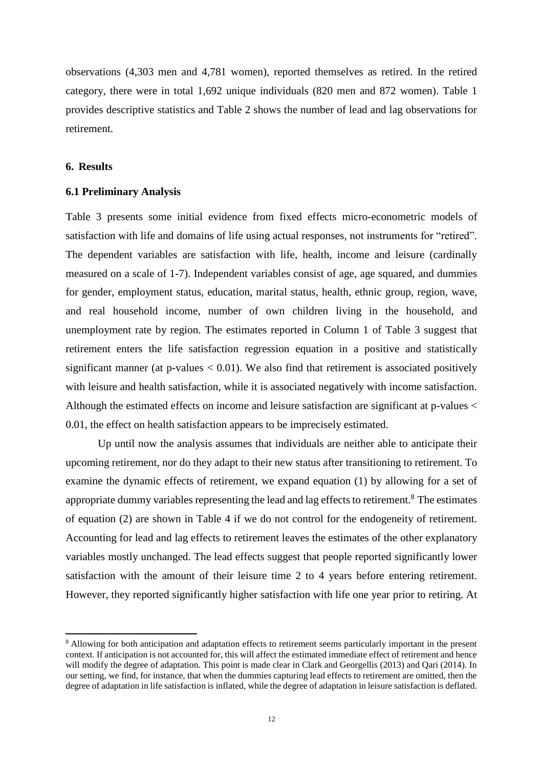observations (4,303 men and 4,781 women), reported themselves as retired. In the retired category, there were in total 1,692 unique individuals (820 men and 872 women). Table 1 provides descriptive statistics and Table 2 shows the number of lead and lag observations for retirement.

## 6. Results

### 6.1 Preliminary Analysis

Table 3 presents some initial evidence from fixed effects micro-econometric models of satisfaction with life and domains of life using actual responses, not instruments for "retired". The dependent variables are satisfaction with life, health, income and leisure (cardinally measured on a scale of 1-7). Independent variables consist of age, age squared, and dummies for gender, employment status, education, marital status, health, ethnic group, region, wave, and real household income, number of own children living in the household, and unemployment rate by region. The estimates reported in Column 1 of Table 3 suggest that retirement enters the life satisfaction regression equation in a positive and statistically significant manner (at p-values $< 0.01$). We also find that retirement is associated positively with leisure and health satisfaction, while it is associated negatively with income satisfaction. Although the estimated effects on income and leisure satisfaction are significant at p-values $<$ 0.01, the effect on health satisfaction appears to be imprecisely estimated.

Up until now the analysis assumes that individuals are neither able to anticipate their upcoming retirement, nor do they adapt to their new status after transitioning to retirement. To examine the dynamic effects of retirement, we expand equation (1) by allowing for a set of appropriate dummy variables representing the lead and lag effects to retirement.[8] The estimates of equation (2) are shown in Table 4 if we do not control for the endogeneity of retirement. Accounting for lead and lag effects to retirement leaves the estimates of the other explanatory variables mostly unchanged. The lead effects suggest that people reported significantly lower satisfaction with the amount of their leisure time 2 to 4 years before entering retirement. However, they reported significantly higher satisfaction with life one year prior to retiring. At

[8] Allowing for both anticipation and adaptation effects to retirement seems particularly important in the present context. If anticipation is not accounted for, this will affect the estimated immediate effect of retirement and hence will modify the degree of adaptation. This point is made clear in Clark and Georgellis (2013) and Qari (2014). In our setting, we find, for instance, that when the dummies capturing lead effects to retirement are omitted, then the degree of adaptation in life satisfaction is inflated, while the degree of adaptation in leisure satisfaction is deflated.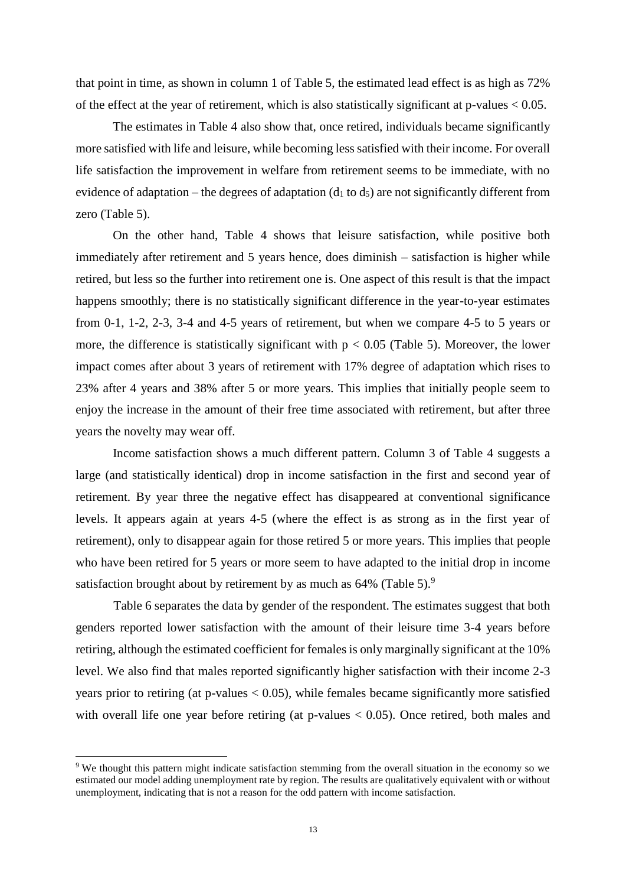that point in time, as shown in column 1 of Table 5, the estimated lead effect is as high as 72% of the effect at the year of retirement, which is also statistically significant at p-values $< 0.05$.

The estimates in Table 4 also show that, once retired, individuals became significantly more satisfied with life and leisure, while becoming less satisfied with their income. For overall life satisfaction the improvement in welfare from retirement seems to be immediate, with no evidence of adaptation – the degrees of adaptation ($d_1$ to $d_5$) are not significantly different from zero (Table 5).

On the other hand, Table 4 shows that leisure satisfaction, while positive both immediately after retirement and 5 years hence, does diminish – satisfaction is higher while retired, but less so the further into retirement one is. One aspect of this result is that the impact happens smoothly; there is no statistically significant difference in the year-to-year estimates from 0-1, 1-2, 2-3, 3-4 and 4-5 years of retirement, but when we compare 4-5 to 5 years or more, the difference is statistically significant with $p < 0.05$ (Table 5). Moreover, the lower impact comes after about 3 years of retirement with 17% degree of adaptation which rises to 23% after 4 years and 38% after 5 or more years. This implies that initially people seem to enjoy the increase in the amount of their free time associated with retirement, but after three years the novelty may wear off.

Income satisfaction shows a much different pattern. Column 3 of Table 4 suggests a large (and statistically identical) drop in income satisfaction in the first and second year of retirement. By year three the negative effect has disappeared at conventional significance levels. It appears again at years 4-5 (where the effect is as strong as in the first year of retirement), only to disappear again for those retired 5 or more years. This implies that people who have been retired for 5 years or more seem to have adapted to the initial drop in income satisfaction brought about by retirement by as much as 64% (Table 5).[9]

Table 6 separates the data by gender of the respondent. The estimates suggest that both genders reported lower satisfaction with the amount of their leisure time 3-4 years before retiring, although the estimated coefficient for females is only marginally significant at the 10% level. We also find that males reported significantly higher satisfaction with their income 2-3 years prior to retiring (at p-values $< 0.05$), while females became significantly more satisfied with overall life one year before retiring (at p-values $< 0.05$). Once retired, both males and

[9] We thought this pattern might indicate satisfaction stemming from the overall situation in the economy so we estimated our model adding unemployment rate by region. The results are qualitatively equivalent with or without unemployment, indicating that is not a reason for the odd pattern with income satisfaction.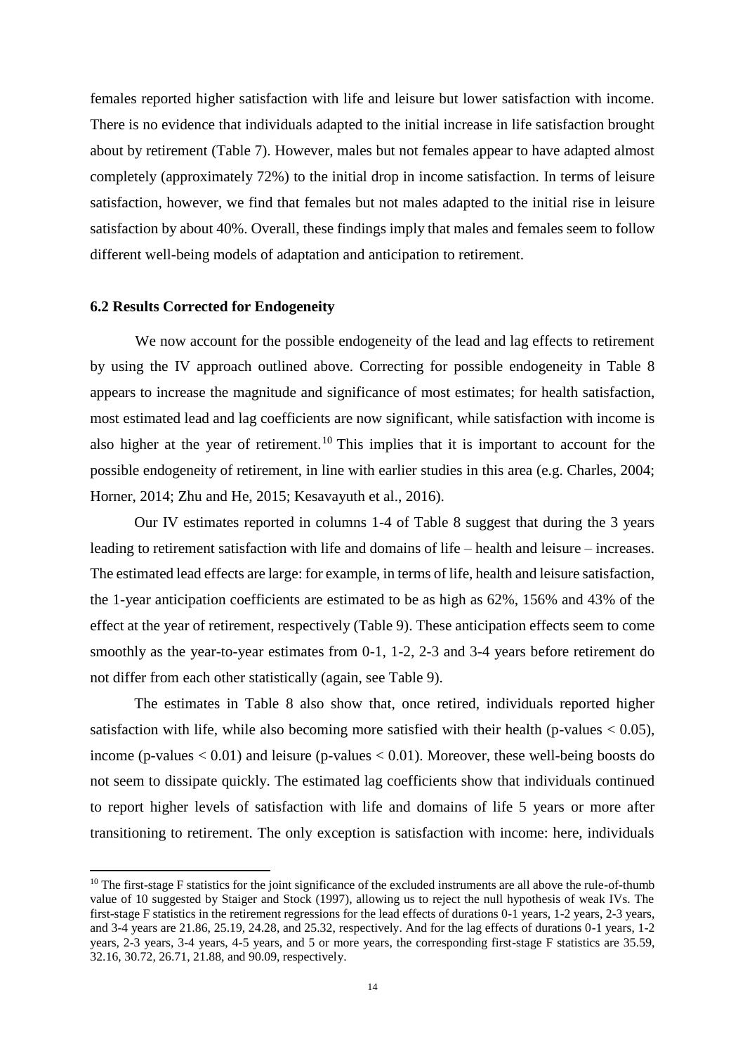females reported higher satisfaction with life and leisure but lower satisfaction with income. There is no evidence that individuals adapted to the initial increase in life satisfaction brought about by retirement (Table 7). However, males but not females appear to have adapted almost completely (approximately 72%) to the initial drop in income satisfaction. In terms of leisure satisfaction, however, we find that females but not males adapted to the initial rise in leisure satisfaction by about 40%. Overall, these findings imply that males and females seem to follow different well-being models of adaptation and anticipation to retirement.

### 6.2 Results Corrected for Endogeneity

We now account for the possible endogeneity of the lead and lag effects to retirement by using the IV approach outlined above. Correcting for possible endogeneity in Table 8 appears to increase the magnitude and significance of most estimates; for health satisfaction, most estimated lead and lag coefficients are now significant, while satisfaction with income is also higher at the year of retirement.[10] This implies that it is important to account for the possible endogeneity of retirement, in line with earlier studies in this area (e.g. Charles, 2004; Horner, 2014; Zhu and He, 2015; Kesavayuth et al., 2016).

Our IV estimates reported in columns 1-4 of Table 8 suggest that during the 3 years leading to retirement satisfaction with life and domains of life – health and leisure – increases. The estimated lead effects are large: for example, in terms of life, health and leisure satisfaction, the 1-year anticipation coefficients are estimated to be as high as 62%, 156% and 43% of the effect at the year of retirement, respectively (Table 9). These anticipation effects seem to come smoothly as the year-to-year estimates from 0-1, 1-2, 2-3 and 3-4 years before retirement do not differ from each other statistically (again, see Table 9).

The estimates in Table 8 also show that, once retired, individuals reported higher satisfaction with life, while also becoming more satisfied with their health (p-values $< 0.05$), income (p-values $< 0.01$) and leisure (p-values $< 0.01$). Moreover, these well-being boosts do not seem to dissipate quickly. The estimated lag coefficients show that individuals continued to report higher levels of satisfaction with life and domains of life 5 years or more after transitioning to retirement. The only exception is satisfaction with income: here, individuals

[10] The first-stage F statistics for the joint significance of the excluded instruments are all above the rule-of-thumb value of 10 suggested by Staiger and Stock (1997), allowing us to reject the null hypothesis of weak IVs. The first-stage F statistics in the retirement regressions for the lead effects of durations 0-1 years, 1-2 years, 2-3 years, and 3-4 years are 21.86, 25.19, 24.28, and 25.32, respectively. And for the lag effects of durations 0-1 years, 1-2 years, 2-3 years, 3-4 years, 4-5 years, and 5 or more years, the corresponding first-stage F statistics are 35.59, 32.16, 30.72, 26.71, 21.88, and 90.09, respectively.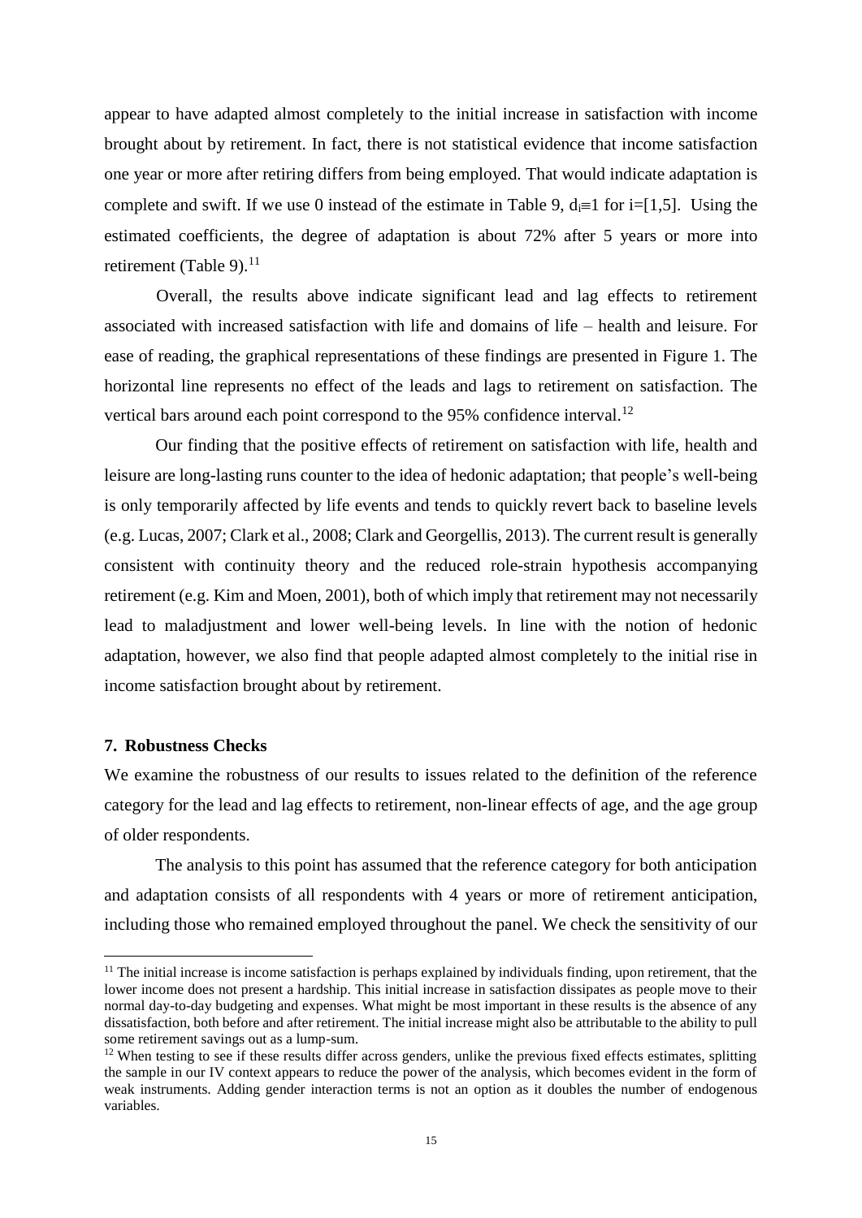appear to have adapted almost completely to the initial increase in satisfaction with income brought about by retirement. In fact, there is not statistical evidence that income satisfaction one year or more after retiring differs from being employed. That would indicate adaptation is complete and swift. If we use 0 instead of the estimate in Table 9, $d_i \equiv 1$ for $i=[1,5]$. Using the estimated coefficients, the degree of adaptation is about 72% after 5 years or more into retirement (Table 9).[11]

Overall, the results above indicate significant lead and lag effects to retirement associated with increased satisfaction with life and domains of life – health and leisure. For ease of reading, the graphical representations of these findings are presented in Figure 1. The horizontal line represents no effect of the leads and lags to retirement on satisfaction. The vertical bars around each point correspond to the 95% confidence interval.[12]

Our finding that the positive effects of retirement on satisfaction with life, health and leisure are long-lasting runs counter to the idea of hedonic adaptation; that people's well-being is only temporarily affected by life events and tends to quickly revert back to baseline levels (e.g. Lucas, 2007; Clark et al., 2008; Clark and Georgellis, 2013). The current result is generally consistent with continuity theory and the reduced role-strain hypothesis accompanying retirement (e.g. Kim and Moen, 2001), both of which imply that retirement may not necessarily lead to maladjustment and lower well-being levels. In line with the notion of hedonic adaptation, however, we also find that people adapted almost completely to the initial rise in income satisfaction brought about by retirement.

## 7. Robustness Checks

We examine the robustness of our results to issues related to the definition of the reference category for the lead and lag effects to retirement, non-linear effects of age, and the age group of older respondents.

The analysis to this point has assumed that the reference category for both anticipation and adaptation consists of all respondents with 4 years or more of retirement anticipation, including those who remained employed throughout the panel. We check the sensitivity of our

---

[11] The initial increase is income satisfaction is perhaps explained by individuals finding, upon retirement, that the lower income does not present a hardship. This initial increase in satisfaction dissipates as people move to their normal day-to-day budgeting and expenses. What might be most important in these results is the absence of any dissatisfaction, both before and after retirement. The initial increase might also be attributable to the ability to pull some retirement savings out as a lump-sum.

[12] When testing to see if these results differ across genders, unlike the previous fixed effects estimates, splitting the sample in our IV context appears to reduce the power of the analysis, which becomes evident in the form of weak instruments. Adding gender interaction terms is not an option as it doubles the number of endogenous variables.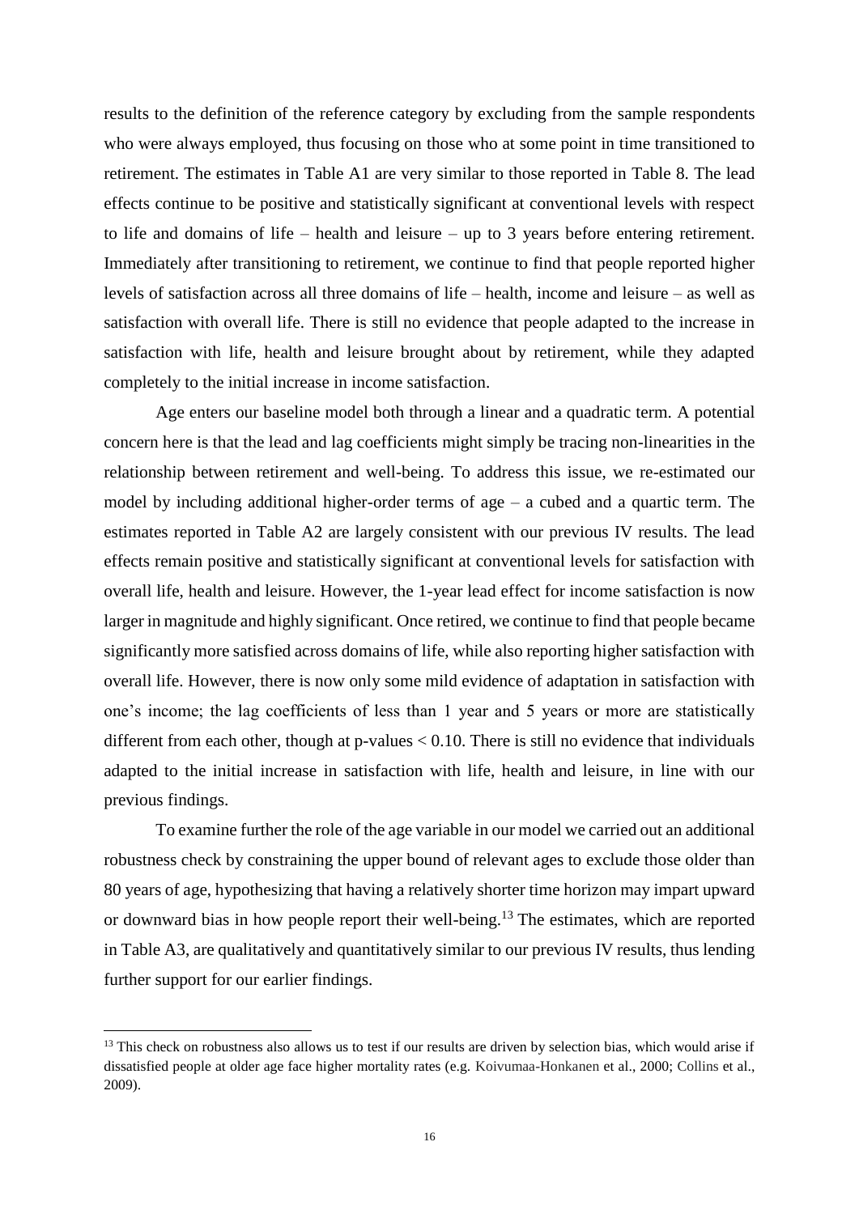results to the definition of the reference category by excluding from the sample respondents who were always employed, thus focusing on those who at some point in time transitioned to retirement. The estimates in Table A1 are very similar to those reported in Table 8. The lead effects continue to be positive and statistically significant at conventional levels with respect to life and domains of life – health and leisure – up to 3 years before entering retirement. Immediately after transitioning to retirement, we continue to find that people reported higher levels of satisfaction across all three domains of life – health, income and leisure – as well as satisfaction with overall life. There is still no evidence that people adapted to the increase in satisfaction with life, health and leisure brought about by retirement, while they adapted completely to the initial increase in income satisfaction.

Age enters our baseline model both through a linear and a quadratic term. A potential concern here is that the lead and lag coefficients might simply be tracing non-linearities in the relationship between retirement and well-being. To address this issue, we re-estimated our model by including additional higher-order terms of age – a cubed and a quartic term. The estimates reported in Table A2 are largely consistent with our previous IV results. The lead effects remain positive and statistically significant at conventional levels for satisfaction with overall life, health and leisure. However, the 1-year lead effect for income satisfaction is now larger in magnitude and highly significant. Once retired, we continue to find that people became significantly more satisfied across domains of life, while also reporting higher satisfaction with overall life. However, there is now only some mild evidence of adaptation in satisfaction with one's income; the lag coefficients of less than 1 year and 5 years or more are statistically different from each other, though at p-values $< 0.10$. There is still no evidence that individuals adapted to the initial increase in satisfaction with life, health and leisure, in line with our previous findings.

To examine further the role of the age variable in our model we carried out an additional robustness check by constraining the upper bound of relevant ages to exclude those older than 80 years of age, hypothesizing that having a relatively shorter time horizon may impart upward or downward bias in how people report their well-being.[13] The estimates, which are reported in Table A3, are qualitatively and quantitatively similar to our previous IV results, thus lending further support for our earlier findings.

[13] This check on robustness also allows us to test if our results are driven by selection bias, which would arise if dissatisfied people at older age face higher mortality rates (e.g. Koivumaa-Honkanen et al., 2000; Collins et al., 2009).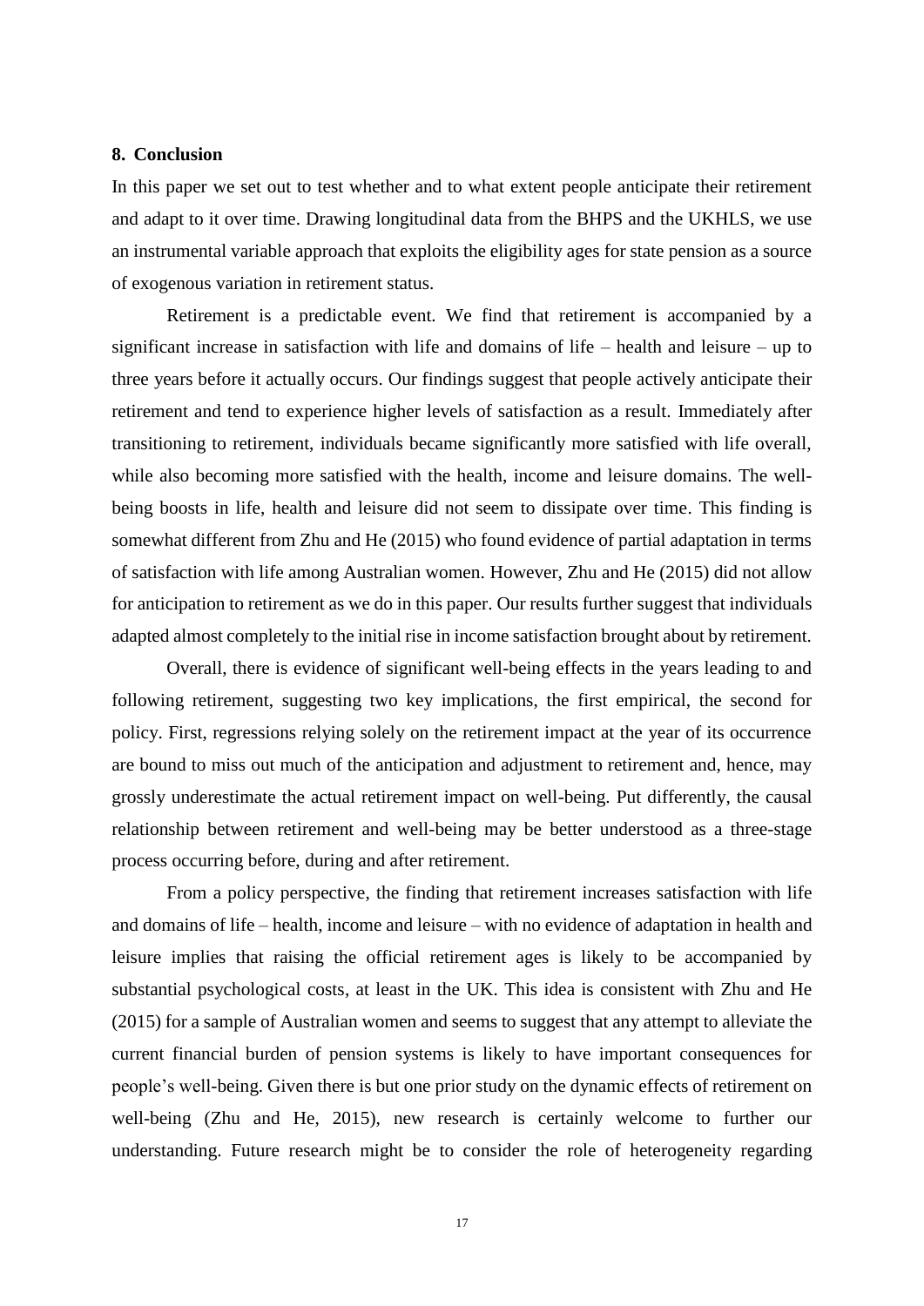## 8. Conclusion

In this paper we set out to test whether and to what extent people anticipate their retirement and adapt to it over time. Drawing longitudinal data from the BHPS and the UKHLS, we use an instrumental variable approach that exploits the eligibility ages for state pension as a source of exogenous variation in retirement status.

Retirement is a predictable event. We find that retirement is accompanied by a significant increase in satisfaction with life and domains of life – health and leisure – up to three years before it actually occurs. Our findings suggest that people actively anticipate their retirement and tend to experience higher levels of satisfaction as a result. Immediately after transitioning to retirement, individuals became significantly more satisfied with life overall, while also becoming more satisfied with the health, income and leisure domains. The well-being boosts in life, health and leisure did not seem to dissipate over time. This finding is somewhat different from Zhu and He (2015) who found evidence of partial adaptation in terms of satisfaction with life among Australian women. However, Zhu and He (2015) did not allow for anticipation to retirement as we do in this paper. Our results further suggest that individuals adapted almost completely to the initial rise in income satisfaction brought about by retirement.

Overall, there is evidence of significant well-being effects in the years leading to and following retirement, suggesting two key implications, the first empirical, the second for policy. First, regressions relying solely on the retirement impact at the year of its occurrence are bound to miss out much of the anticipation and adjustment to retirement and, hence, may grossly underestimate the actual retirement impact on well-being. Put differently, the causal relationship between retirement and well-being may be better understood as a three-stage process occurring before, during and after retirement.

From a policy perspective, the finding that retirement increases satisfaction with life and domains of life – health, income and leisure – with no evidence of adaptation in health and leisure implies that raising the official retirement ages is likely to be accompanied by substantial psychological costs, at least in the UK. This idea is consistent with Zhu and He (2015) for a sample of Australian women and seems to suggest that any attempt to alleviate the current financial burden of pension systems is likely to have important consequences for people's well-being. Given there is but one prior study on the dynamic effects of retirement on well-being (Zhu and He, 2015), new research is certainly welcome to further our understanding. Future research might be to consider the role of heterogeneity regarding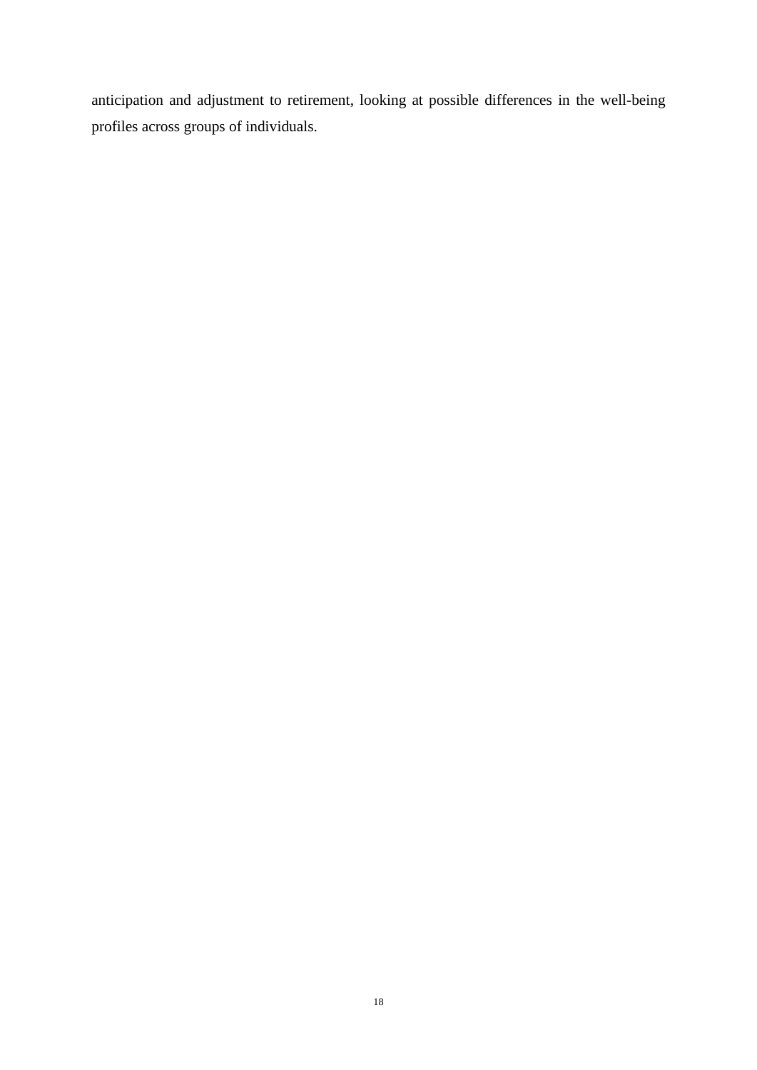anticipation and adjustment to retirement, looking at possible differences in the well-being profiles across groups of individuals.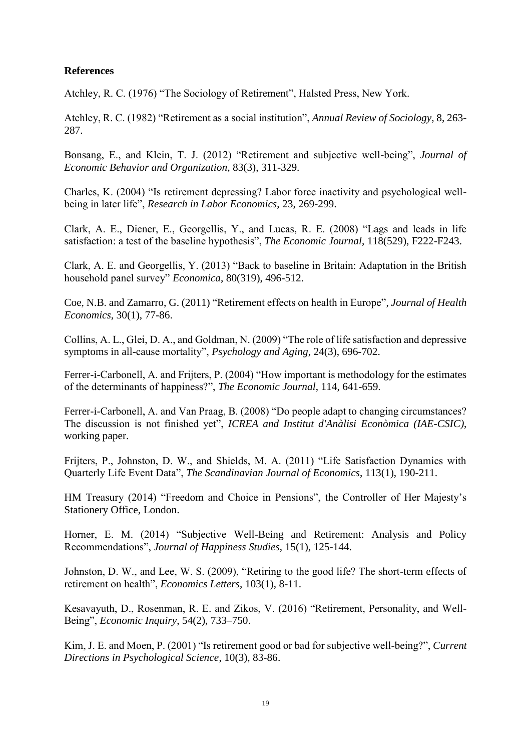## References

Atchley, R. C. (1976) "The Sociology of Retirement", Halsted Press, New York.

Atchley, R. C. (1982) "Retirement as a social institution", *Annual Review of Sociology*, 8, 263-287.

Bonsang, E., and Klein, T. J. (2012) "Retirement and subjective well-being", *Journal of Economic Behavior and Organization*, 83(3), 311-329.

Charles, K. (2004) "Is retirement depressing? Labor force inactivity and psychological well-being in later life", *Research in Labor Economics*, 23, 269-299.

Clark, A. E., Diener, E., Georgellis, Y., and Lucas, R. E. (2008) "Lags and leads in life satisfaction: a test of the baseline hypothesis", *The Economic Journal*, 118(529), F222-F243.

Clark, A. E. and Georgellis, Y. (2013) "Back to baseline in Britain: Adaptation in the British household panel survey" *Economica*, 80(319), 496-512.

Coe, N.B. and Zamarro, G. (2011) "Retirement effects on health in Europe", *Journal of Health Economics*, 30(1), 77-86.

Collins, A. L., Glei, D. A., and Goldman, N. (2009) "The role of life satisfaction and depressive symptoms in all-cause mortality", *Psychology and Aging*, 24(3), 696-702.

Ferrer-i-Carbonell, A. and Frijters, P. (2004) "How important is methodology for the estimates of the determinants of happiness?", *The Economic Journal*, 114, 641-659.

Ferrer-i-Carbonell, A. and Van Praag, B. (2008) "Do people adapt to changing circumstances? The discussion is not finished yet", *ICREA and Institut d'Anàlisi Econòmica (IAE-CSIC)*, working paper.

Frijters, P., Johnston, D. W., and Shields, M. A. (2011) "Life Satisfaction Dynamics with Quarterly Life Event Data", *The Scandinavian Journal of Economics*, 113(1), 190-211.

HM Treasury (2014) "Freedom and Choice in Pensions", the Controller of Her Majesty's Stationery Office, London.

Horner, E. M. (2014) "Subjective Well-Being and Retirement: Analysis and Policy Recommendations", *Journal of Happiness Studies*, 15(1), 125-144.

Johnston, D. W., and Lee, W. S. (2009), "Retiring to the good life? The short-term effects of retirement on health", *Economics Letters*, 103(1), 8-11.

Kesavayuth, D., Rosenman, R. E. and Zikos, V. (2016) "Retirement, Personality, and Well-Being", *Economic Inquiry*, 54(2), 733–750.

Kim, J. E. and Moen, P. (2001) "Is retirement good or bad for subjective well-being?", *Current Directions in Psychological Science*, 10(3), 83-86.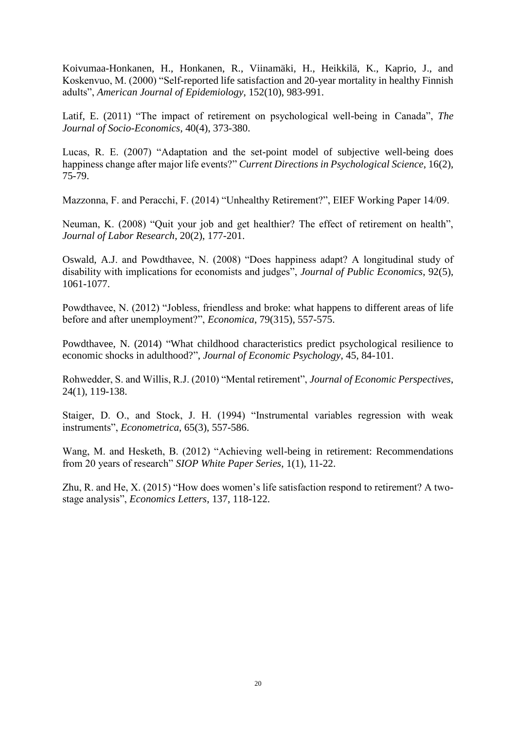Koivumaa-Honkanen, H., Honkanen, R., Viinamäki, H., Heikkilä, K., Kaprio, J., and Koskenvuo, M. (2000) "Self-reported life satisfaction and 20-year mortality in healthy Finnish adults", *American Journal of Epidemiology*, 152(10), 983-991.

Latif, E. (2011) "The impact of retirement on psychological well-being in Canada", *The Journal of Socio-Economics*, 40(4), 373-380.

Lucas, R. E. (2007) "Adaptation and the set-point model of subjective well-being does happiness change after major life events?" *Current Directions in Psychological Science*, 16(2), 75-79.

Mazzonna, F. and Peracchi, F. (2014) "Unhealthy Retirement?", EIEF Working Paper 14/09.

Neuman, K. (2008) "Quit your job and get healthier? The effect of retirement on health", *Journal of Labor Research*, 20(2), 177-201.

Oswald, A.J. and Powdthavee, N. (2008) "Does happiness adapt? A longitudinal study of disability with implications for economists and judges", *Journal of Public Economics*, 92(5), 1061-1077.

Powdthavee, N. (2012) "Jobless, friendless and broke: what happens to different areas of life before and after unemployment?", *Economica*, 79(315), 557-575.

Powdthavee, N. (2014) "What childhood characteristics predict psychological resilience to economic shocks in adulthood?", *Journal of Economic Psychology*, 45, 84-101.

Rohwedder, S. and Willis, R.J. (2010) "Mental retirement", *Journal of Economic Perspectives*, 24(1), 119-138.

Staiger, D. O., and Stock, J. H. (1994) "Instrumental variables regression with weak instruments", *Econometrica*, 65(3), 557-586.

Wang, M. and Hesketh, B. (2012) "Achieving well-being in retirement: Recommendations from 20 years of research" *SIOP White Paper Series*, 1(1), 11-22.

Zhu, R. and He, X. (2015) "How does women's life satisfaction respond to retirement? A two-stage analysis", *Economics Letters*, 137, 118-122.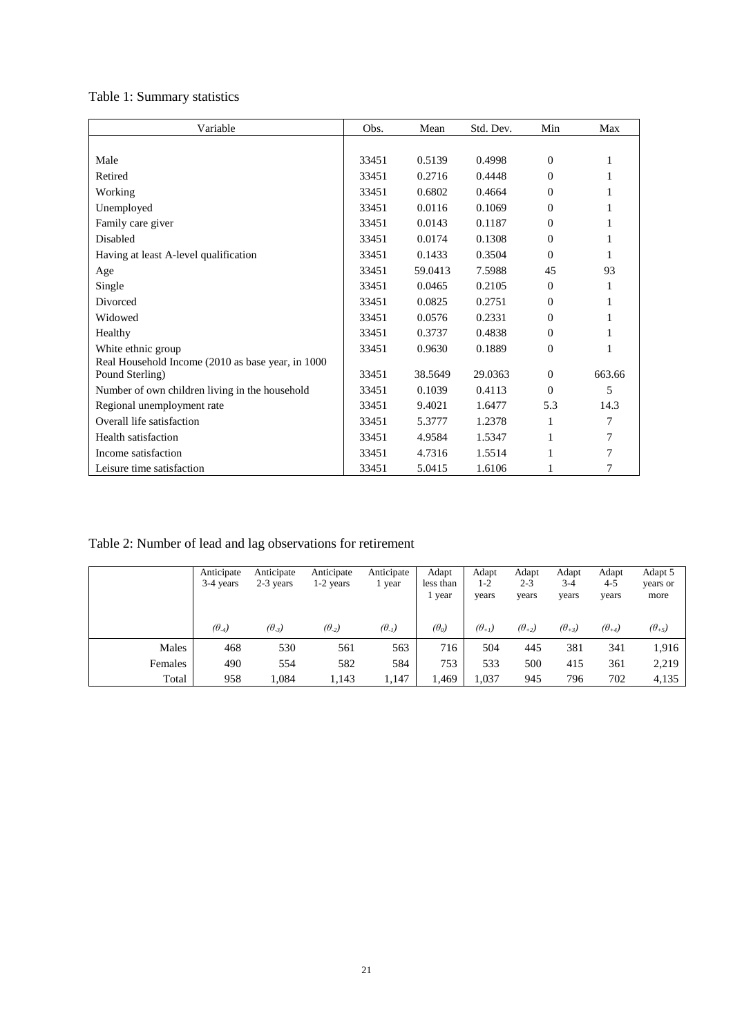Table 1: Summary statistics

| Variable | Obs. | Mean | Std. Dev. | Min | Max |
|---|---|---|---|---|---|
| Male | 33451 | 0.5139 | 0.4998 | 0 | 1 |
| Retired | 33451 | 0.2716 | 0.4448 | 0 | 1 |
| Working | 33451 | 0.6802 | 0.4664 | 0 | 1 |
| Unemployed | 33451 | 0.0116 | 0.1069 | 0 | 1 |
| Family care giver | 33451 | 0.0143 | 0.1187 | 0 | 1 |
| Disabled | 33451 | 0.0174 | 0.1308 | 0 | 1 |
| Having at least A-level qualification | 33451 | 0.1433 | 0.3504 | 0 | 1 |
| Age | 33451 | 59.0413 | 7.5988 | 45 | 93 |
| Single | 33451 | 0.0465 | 0.2105 | 0 | 1 |
| Divorced | 33451 | 0.0825 | 0.2751 | 0 | 1 |
| Widowed | 33451 | 0.0576 | 0.2331 | 0 | 1 |
| Healthy | 33451 | 0.3737 | 0.4838 | 0 | 1 |
| White ethnic group | 33451 | 0.9630 | 0.1889 | 0 | 1 |
| Real Household Income (2010 as base year, in 1000 Pound Sterling) | 33451 | 38.5649 | 29.0363 | 0 | 663.66 |
| Number of own children living in the household | 33451 | 0.1039 | 0.4113 | 0 | 5 |
| Regional unemployment rate | 33451 | 9.4021 | 1.6477 | 5.3 | 14.3 |
| Overall life satisfaction | 33451 | 5.3777 | 1.2378 | 1 | 7 |
| Health satisfaction | 33451 | 4.9584 | 1.5347 | 1 | 7 |
| Income satisfaction | 33451 | 4.7316 | 1.5514 | 1 | 7 |
| Leisure time satisfaction | 33451 | 5.0415 | 1.6106 | 1 | 7 |

Table 2: Number of lead and lag observations for retirement

| | Anticipate 3-4 years ($\theta_{-4}$) | Anticipate 2-3 years ($\theta_{-3}$) | Anticipate 1-2 years ($\theta_{-2}$) | Anticipate 1 year ($\theta_{-1}$) | Adapt less than 1 year ($\theta_{0}$) | Adapt 1-2 years ($\theta_{+1}$) | Adapt 2-3 years ($\theta_{+2}$) | Adapt 3-4 years ($\theta_{+3}$) | Adapt 4-5 years ($\theta_{+4}$) | Adapt 5 years or more ($\theta_{+5}$) |
|---|---|---|---|---|---|---|---|---|---|---|
| Males | 468 | 530 | 561 | 563 | 716 | 504 | 445 | 381 | 341 | 1,916 |
| Females | 490 | 554 | 582 | 584 | 753 | 533 | 500 | 415 | 361 | 2,219 |
| Total | 958 | 1,084 | 1,143 | 1,147 | 1,469 | 1,037 | 945 | 796 | 702 | 4,135 |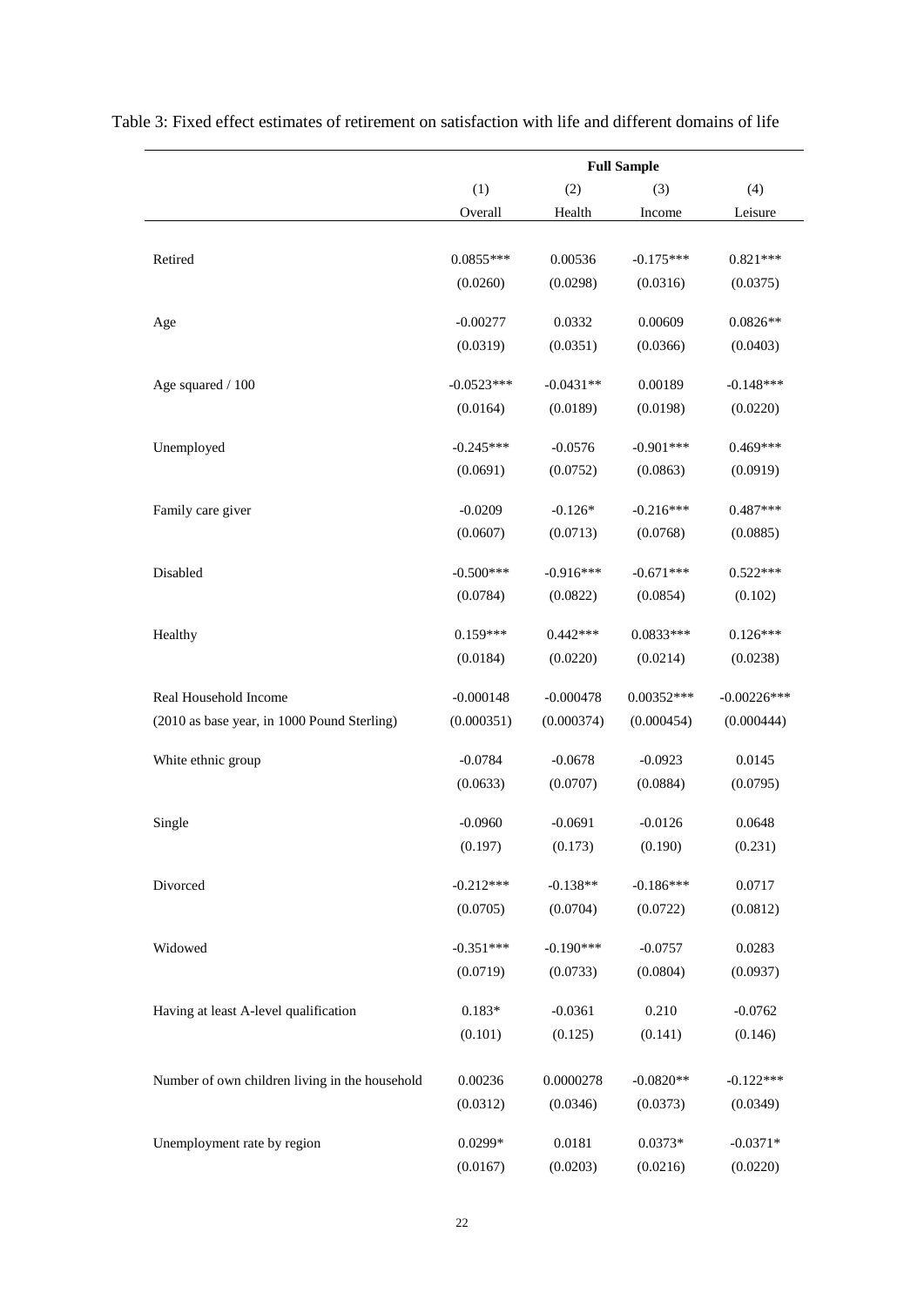Table 3: Fixed effect estimates of retirement on satisfaction with life and different domains of life

| | Full Sample | | | |
|---|---|---|---|---|
| | (1) | (2) | (3) | (4) |
| | Overall | Health | Income | Leisure |
| Retired | 0.0855*** | 0.00536 | -0.175*** | 0.821*** |
| | (0.0260) | (0.0298) | (0.0316) | (0.0375) |
| Age | -0.00277 | 0.0332 | 0.00609 | 0.0826** |
| | (0.0319) | (0.0351) | (0.0366) | (0.0403) |
| Age squared / 100 | -0.0523*** | -0.0431** | 0.00189 | -0.148*** |
| | (0.0164) | (0.0189) | (0.0198) | (0.0220) |
| Unemployed | -0.245*** | -0.0576 | -0.901*** | 0.469*** |
| | (0.0691) | (0.0752) | (0.0863) | (0.0919) |
| Family care giver | -0.0209 | -0.126* | -0.216*** | 0.487*** |
| | (0.0607) | (0.0713) | (0.0768) | (0.0885) |
| Disabled | -0.500*** | -0.916*** | -0.671*** | 0.522*** |
| | (0.0784) | (0.0822) | (0.0854) | (0.102) |
| Healthy | 0.159*** | 0.442*** | 0.0833*** | 0.126*** |
| | (0.0184) | (0.0220) | (0.0214) | (0.0238) |
| Real Household Income | -0.000148 | -0.000478 | 0.00352*** | -0.00226*** |
| (2010 as base year, in 1000 Pound Sterling) | (0.000351) | (0.000374) | (0.000454) | (0.000444) |
| White ethnic group | -0.0784 | -0.0678 | -0.0923 | 0.0145 |
| | (0.0633) | (0.0707) | (0.0884) | (0.0795) |
| Single | -0.0960 | -0.0691 | -0.0126 | 0.0648 |
| | (0.197) | (0.173) | (0.190) | (0.231) |
| Divorced | -0.212*** | -0.138** | -0.186*** | 0.0717 |
| | (0.0705) | (0.0704) | (0.0722) | (0.0812) |
| Widowed | -0.351*** | -0.190*** | -0.0757 | 0.0283 |
| | (0.0719) | (0.0733) | (0.0804) | (0.0937) |
| Having at least A-level qualification | 0.183* | -0.0361 | 0.210 | -0.0762 |
| | (0.101) | (0.125) | (0.141) | (0.146) |
| Number of own children living in the household | 0.00236 | 0.0000278 | -0.0820** | -0.122*** |
| | (0.0312) | (0.0346) | (0.0373) | (0.0349) |
| Unemployment rate by region | 0.0299* | 0.0181 | 0.0373* | -0.0371* |
| | (0.0167) | (0.0203) | (0.0216) | (0.0220) |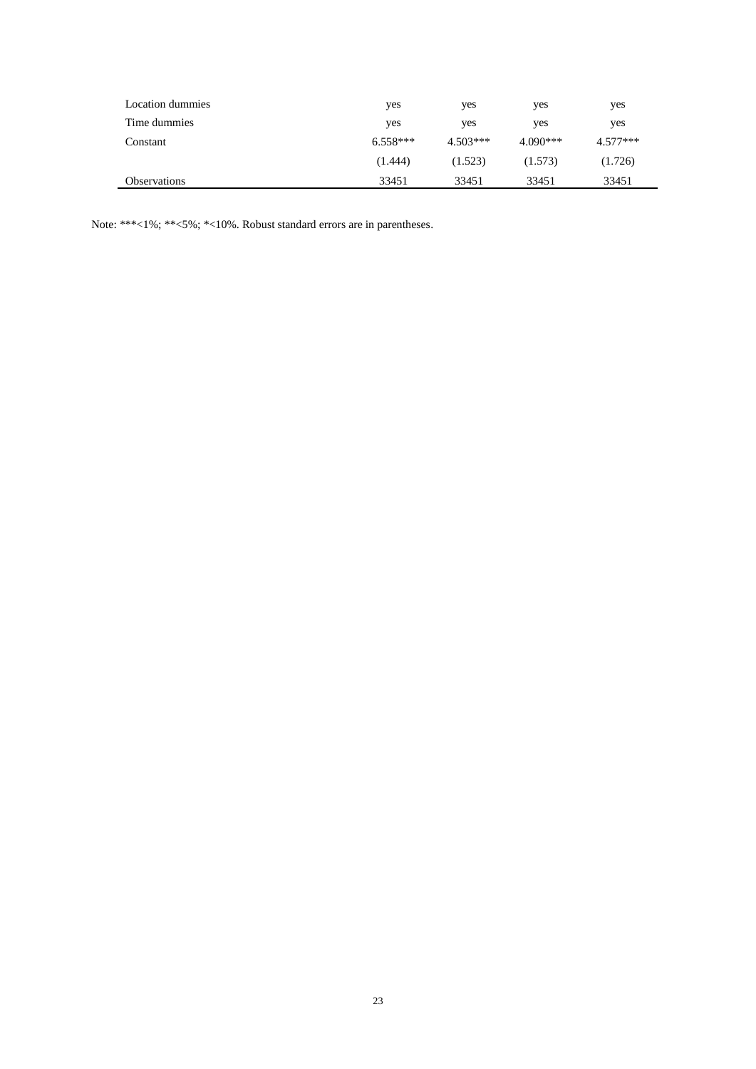| | | | | |
|---|---|---|---|---|
| Location dummies | yes | yes | yes | yes |
| Time dummies | yes | yes | yes | yes |
| Constant | 6.558*** | 4.503*** | 4.090*** | 4.577*** |
| | (1.444) | (1.523) | (1.573) | (1.726) |
| Observations | 33451 | 33451 | 33451 | 33451 |

Note: ***<1%; **<5%; *<10%. Robust standard errors are in parentheses.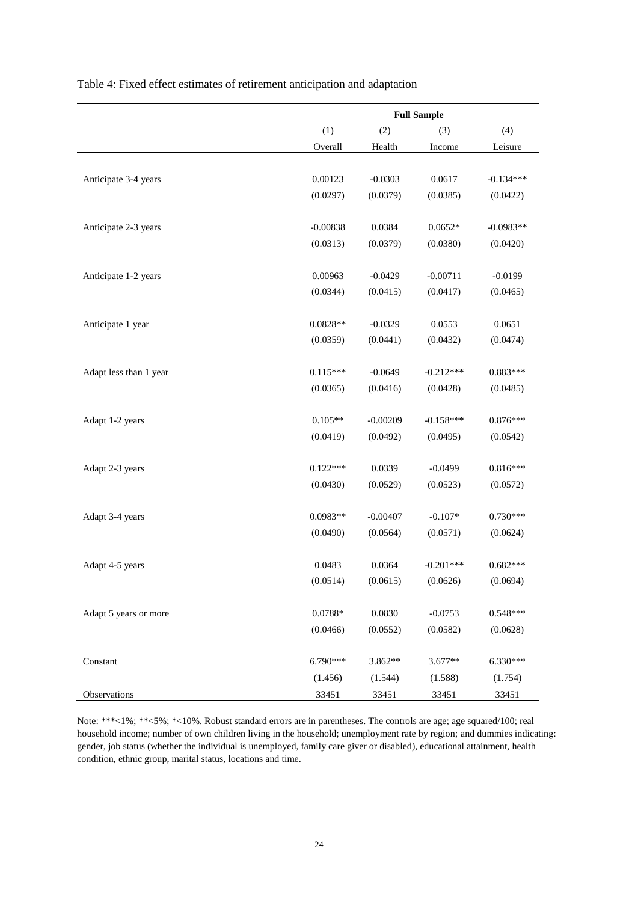Table 4: Fixed effect estimates of retirement anticipation and adaptation

| | Full Sample | | | |
|---|---|---|---|---|
| | (1) | (2) | (3) | (4) |
| | Overall | Health | Income | Leisure |
| Anticipate 3-4 years | 0.00123 | -0.0303 | 0.0617 | -0.134*** |
| | (0.0297) | (0.0379) | (0.0385) | (0.0422) |
| Anticipate 2-3 years | -0.00838 | 0.0384 | 0.0652* | -0.0983** |
| | (0.0313) | (0.0379) | (0.0380) | (0.0420) |
| Anticipate 1-2 years | 0.00963 | -0.0429 | -0.00711 | -0.0199 |
| | (0.0344) | (0.0415) | (0.0417) | (0.0465) |
| Anticipate 1 year | 0.0828** | -0.0329 | 0.0553 | 0.0651 |
| | (0.0359) | (0.0441) | (0.0432) | (0.0474) |
| Adapt less than 1 year | 0.115*** | -0.0649 | -0.212*** | 0.883*** |
| | (0.0365) | (0.0416) | (0.0428) | (0.0485) |
| Adapt 1-2 years | 0.105** | -0.00209 | -0.158*** | 0.876*** |
| | (0.0419) | (0.0492) | (0.0495) | (0.0542) |
| Adapt 2-3 years | 0.122*** | 0.0339 | -0.0499 | 0.816*** |
| | (0.0430) | (0.0529) | (0.0523) | (0.0572) |
| Adapt 3-4 years | 0.0983** | -0.00407 | -0.107* | 0.730*** |
| | (0.0490) | (0.0564) | (0.0571) | (0.0624) |
| Adapt 4-5 years | 0.0483 | 0.0364 | -0.201*** | 0.682*** |
| | (0.0514) | (0.0615) | (0.0626) | (0.0694) |
| Adapt 5 years or more | 0.0788* | 0.0830 | -0.0753 | 0.548*** |
| | (0.0466) | (0.0552) | (0.0582) | (0.0628) |
| Constant | 6.790*** | 3.862** | 3.677** | 6.330*** |
| | (1.456) | (1.544) | (1.588) | (1.754) |
| Observations | 33451 | 33451 | 33451 | 33451 |

Note: ***<1%; **<5%; *<10%. Robust standard errors are in parentheses. The controls are age; age squared/100; real household income; number of own children living in the household; unemployment rate by region; and dummies indicating: gender, job status (whether the individual is unemployed, family care giver or disabled), educational attainment, health condition, ethnic group, marital status, locations and time.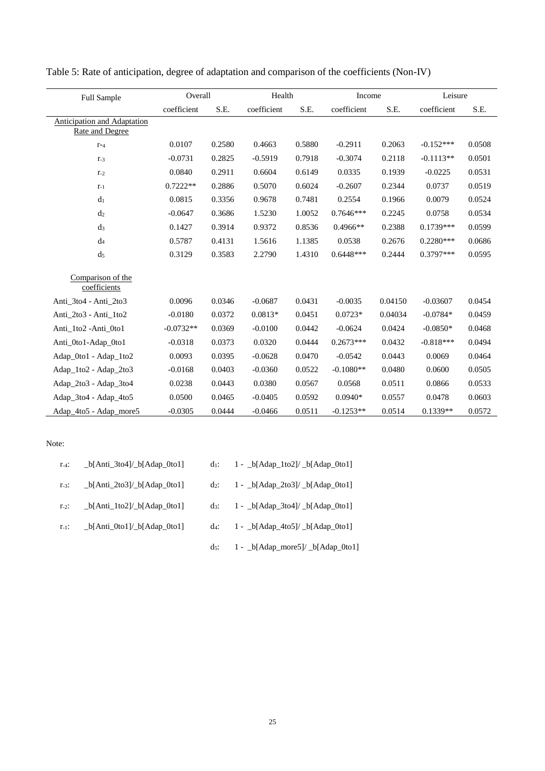Table 5: Rate of anticipation, degree of adaptation and comparison of the coefficients (Non-IV)

| Full Sample | Overall | | Health | | Income | | Leisure | |
|---|---|---|---|---|---|---|---|---|
| | coefficient | S.E. | coefficient | S.E. | coefficient | S.E. | coefficient | S.E. |
| Anticipation and Adaptation Rate and Degree | | | | | | | | |
| $r_{-4}$ | 0.0107 | 0.2580 | 0.4663 | 0.5880 | -0.2911 | 0.2063 | -0.152*** | 0.0508 |
| $r_{-3}$ | -0.0731 | 0.2825 | -0.5919 | 0.7918 | -0.3074 | 0.2118 | -0.1113** | 0.0501 |
| $r_{-2}$ | 0.0840 | 0.2911 | 0.6604 | 0.6149 | 0.0335 | 0.1939 | -0.0225 | 0.0531 |
| $r_{-1}$ | 0.7222** | 0.2886 | 0.5070 | 0.6024 | -0.2607 | 0.2344 | 0.0737 | 0.0519 |
| $d_1$ | 0.0815 | 0.3356 | 0.9678 | 0.7481 | 0.2554 | 0.1966 | 0.0079 | 0.0524 |
| $d_2$ | -0.0647 | 0.3686 | 1.5230 | 1.0052 | 0.7646*** | 0.2245 | 0.0758 | 0.0534 |
| $d_3$ | 0.1427 | 0.3914 | 0.9372 | 0.8536 | 0.4966** | 0.2388 | 0.1739*** | 0.0599 |
| $d_4$ | 0.5787 | 0.4131 | 1.5616 | 1.1385 | 0.0538 | 0.2676 | 0.2280*** | 0.0686 |
| $d_5$ | 0.3129 | 0.3583 | 2.2790 | 1.4310 | 0.6448*** | 0.2444 | 0.3797*** | 0.0595 |
| Comparison of the coefficients | | | | | | | | |
| Anti_3to4 - Anti_2to3 | 0.0096 | 0.0346 | -0.0687 | 0.0431 | -0.0035 | 0.04150 | -0.03607 | 0.0454 |
| Anti_2to3 - Anti_1to2 | -0.0180 | 0.0372 | 0.0813* | 0.0451 | 0.0723* | 0.04034 | -0.0784* | 0.0459 |
| Anti_1to2 -Anti_0to1 | -0.0732** | 0.0369 | -0.0100 | 0.0442 | -0.0624 | 0.0424 | -0.0850* | 0.0468 |
| Anti_0to1-Adap_0to1 | -0.0318 | 0.0373 | 0.0320 | 0.0444 | 0.2673*** | 0.0432 | -0.818*** | 0.0494 |
| Adap_0to1 - Adap_1to2 | 0.0093 | 0.0395 | -0.0628 | 0.0470 | -0.0542 | 0.0443 | 0.0069 | 0.0464 |
| Adap_1to2 - Adap_2to3 | -0.0168 | 0.0403 | -0.0360 | 0.0522 | -0.1080** | 0.0480 | 0.0600 | 0.0505 |
| Adap_2to3 - Adap_3to4 | 0.0238 | 0.0443 | 0.0380 | 0.0567 | 0.0568 | 0.0511 | 0.0866 | 0.0533 |
| Adap_3to4 - Adap_4to5 | 0.0500 | 0.0465 | -0.0405 | 0.0592 | 0.0940* | 0.0557 | 0.0478 | 0.0603 |
| Adap_4to5 - Adap_more5 | -0.0305 | 0.0444 | -0.0466 | 0.0511 | -0.1253** | 0.0514 | 0.1339** | 0.0572 |

Note:

$r_{-4}$: _b[Anti_3to4]/_b[Adap_0to1]

$r_{-3}$: _b[Anti_2to3]/_b[Adap_0to1]

$r_{-2}$: _b[Anti_1to2]/_b[Adap_0to1]

$r_{-1}$: _b[Anti_0to1]/_b[Adap_0to1]

$d_1$: 1 - _b[Adap_1to2]/ _b[Adap_0to1]

$d_2$: 1 - _b[Adap_2to3]/ _b[Adap_0to1]

$d_3$: 1 - _b[Adap_3to4]/ _b[Adap_0to1]

$d_4$: 1 - _b[Adap_4to5]/ _b[Adap_0to1]

$d_5$: 1 - _b[Adap_more5]/ _b[Adap_0to1]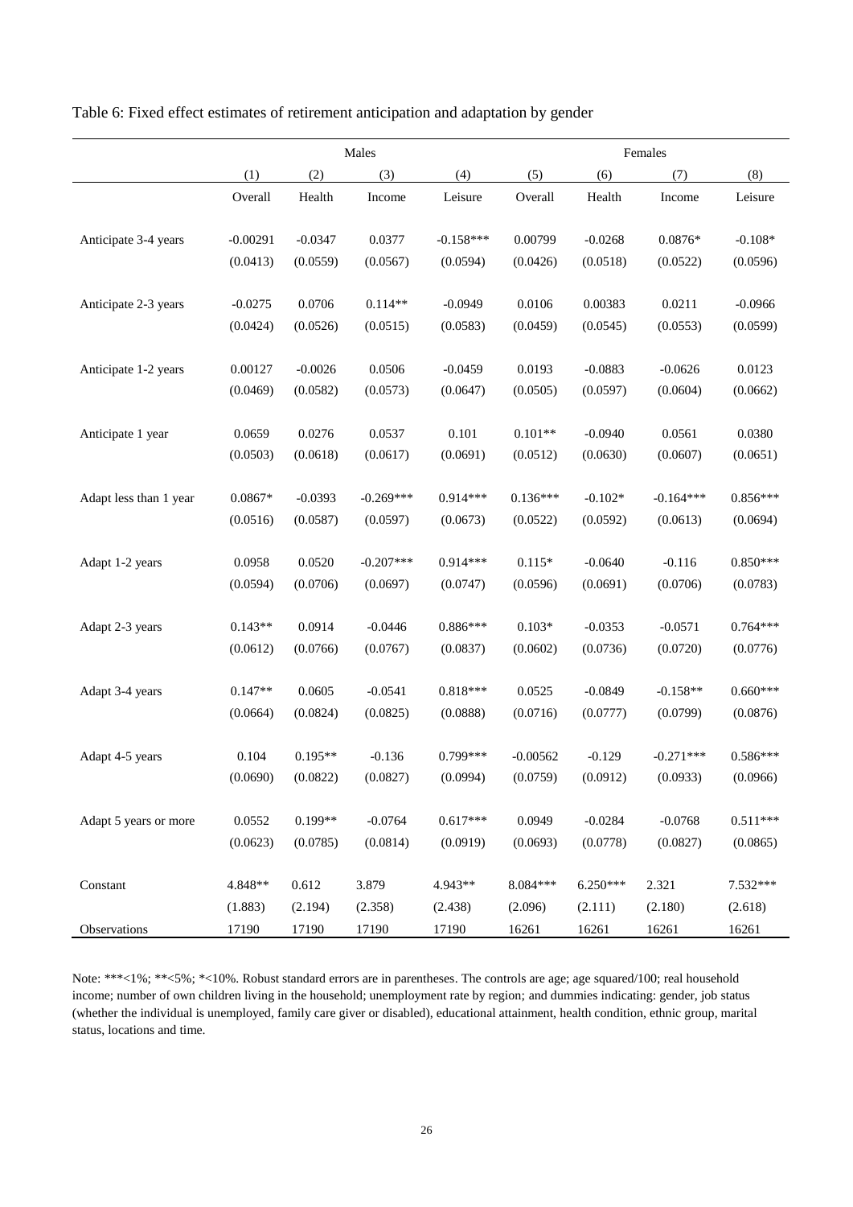Table 6: Fixed effect estimates of retirement anticipation and adaptation by gender

| | Males | | | | Females | | | |
|---|---|---|---|---|---|---|---|---|
| | (1) | (2) | (3) | (4) | (5) | (6) | (7) | (8) |
| | Overall | Health | Income | Leisure | Overall | Health | Income | Leisure |
| Anticipate 3-4 years | -0.00291 | -0.0347 | 0.0377 | -0.158*** | 0.00799 | -0.0268 | 0.0876* | -0.108* |
| | (0.0413) | (0.0559) | (0.0567) | (0.0594) | (0.0426) | (0.0518) | (0.0522) | (0.0596) |
| Anticipate 2-3 years | -0.0275 | 0.0706 | 0.114** | -0.0949 | 0.0106 | 0.00383 | 0.0211 | -0.0966 |
| | (0.0424) | (0.0526) | (0.0515) | (0.0583) | (0.0459) | (0.0545) | (0.0553) | (0.0599) |
| Anticipate 1-2 years | 0.00127 | -0.0026 | 0.0506 | -0.0459 | 0.0193 | -0.0883 | -0.0626 | 0.0123 |
| | (0.0469) | (0.0582) | (0.0573) | (0.0647) | (0.0505) | (0.0597) | (0.0604) | (0.0662) |
| Anticipate 1 year | 0.0659 | 0.0276 | 0.0537 | 0.101 | 0.101** | -0.0940 | 0.0561 | 0.0380 |
| | (0.0503) | (0.0618) | (0.0617) | (0.0691) | (0.0512) | (0.0630) | (0.0607) | (0.0651) |
| Adapt less than 1 year | 0.0867* | -0.0393 | -0.269*** | 0.914*** | 0.136*** | -0.102* | -0.164*** | 0.856*** |
| | (0.0516) | (0.0587) | (0.0597) | (0.0673) | (0.0522) | (0.0592) | (0.0613) | (0.0694) |
| Adapt 1-2 years | 0.0958 | 0.0520 | -0.207*** | 0.914*** | 0.115* | -0.0640 | -0.116 | 0.850*** |
| | (0.0594) | (0.0706) | (0.0697) | (0.0747) | (0.0596) | (0.0691) | (0.0706) | (0.0783) |
| Adapt 2-3 years | 0.143** | 0.0914 | -0.0446 | 0.886*** | 0.103* | -0.0353 | -0.0571 | 0.764*** |
| | (0.0612) | (0.0766) | (0.0767) | (0.0837) | (0.0602) | (0.0736) | (0.0720) | (0.0776) |
| Adapt 3-4 years | 0.147** | 0.0605 | -0.0541 | 0.818*** | 0.0525 | -0.0849 | -0.158** | 0.660*** |
| | (0.0664) | (0.0824) | (0.0825) | (0.0888) | (0.0716) | (0.0777) | (0.0799) | (0.0876) |
| Adapt 4-5 years | 0.104 | 0.195** | -0.136 | 0.799*** | -0.00562 | -0.129 | -0.271*** | 0.586*** |
| | (0.0690) | (0.0822) | (0.0827) | (0.0994) | (0.0759) | (0.0912) | (0.0933) | (0.0966) |
| Adapt 5 years or more | 0.0552 | 0.199** | -0.0764 | 0.617*** | 0.0949 | -0.0284 | -0.0768 | 0.511*** |
| | (0.0623) | (0.0785) | (0.0814) | (0.0919) | (0.0693) | (0.0778) | (0.0827) | (0.0865) |
| Constant | 4.848** | 0.612 | 3.879 | 4.943** | 8.084*** | 6.250*** | 2.321 | 7.532*** |
| | (1.883) | (2.194) | (2.358) | (2.438) | (2.096) | (2.111) | (2.180) | (2.618) |
| Observations | 17190 | 17190 | 17190 | 17190 | 16261 | 16261 | 16261 | 16261 |

Note: ***<1%; **<5%; *<10%. Robust standard errors are in parentheses. The controls are age; age squared/100; real household income; number of own children living in the household; unemployment rate by region; and dummies indicating: gender, job status (whether the individual is unemployed, family care giver or disabled), educational attainment, health condition, ethnic group, marital status, locations and time.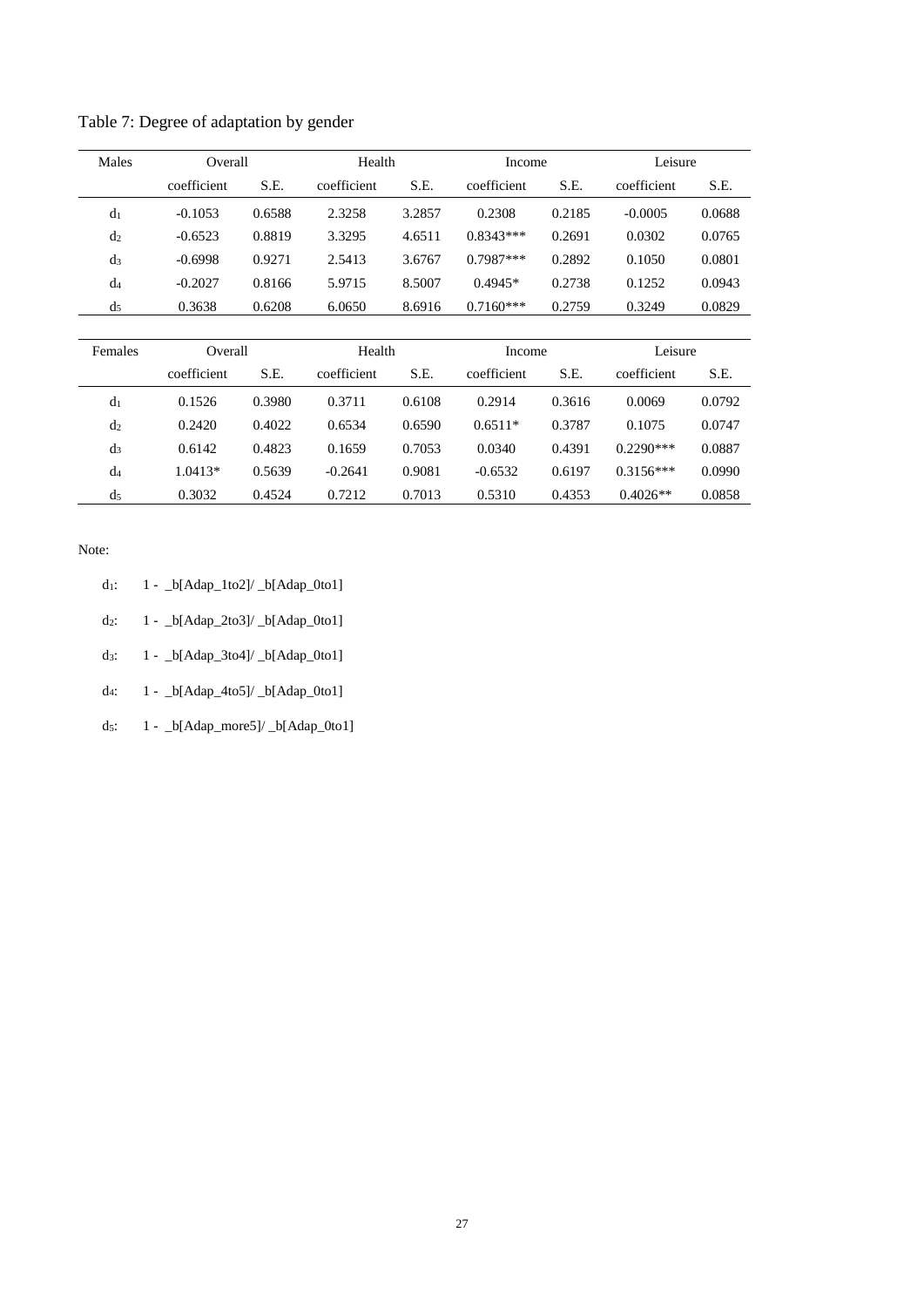Table 7: Degree of adaptation by gender

| Males | Overall | | Health | | Income | | Leisure | |
|---|---|---|---|---|---|---|---|---|
| | coefficient | S.E. | coefficient | S.E. | coefficient | S.E. | coefficient | S.E. |
| $d_1$ | -0.1053 | 0.6588 | 2.3258 | 3.2857 | 0.2308 | 0.2185 | -0.0005 | 0.0688 |
| $d_2$ | -0.6523 | 0.8819 | 3.3295 | 4.6511 | 0.8343*** | 0.2691 | 0.0302 | 0.0765 |
| $d_3$ | -0.6998 | 0.9271 | 2.5413 | 3.6767 | 0.7987*** | 0.2892 | 0.1050 | 0.0801 |
| $d_4$ | -0.2027 | 0.8166 | 5.9715 | 8.5007 | 0.4945* | 0.2738 | 0.1252 | 0.0943 |
| $d_5$ | 0.3638 | 0.6208 | 6.0650 | 8.6916 | 0.7160*** | 0.2759 | 0.3249 | 0.0829 |

| Females | Overall | | Health | | Income | | Leisure | |
|---|---|---|---|---|---|---|---|---|
| | coefficient | S.E. | coefficient | S.E. | coefficient | S.E. | coefficient | S.E. |
| $d_1$ | 0.1526 | 0.3980 | 0.3711 | 0.6108 | 0.2914 | 0.3616 | 0.0069 | 0.0792 |
| $d_2$ | 0.2420 | 0.4022 | 0.6534 | 0.6590 | 0.6511* | 0.3787 | 0.1075 | 0.0747 |
| $d_3$ | 0.6142 | 0.4823 | 0.1659 | 0.7053 | 0.0340 | 0.4391 | 0.2290*** | 0.0887 |
| $d_4$ | 1.0413* | 0.5639 | -0.2641 | 0.9081 | -0.6532 | 0.6197 | 0.3156*** | 0.0990 |
| $d_5$ | 0.3032 | 0.4524 | 0.7212 | 0.7013 | 0.5310 | 0.4353 | 0.4026** | 0.0858 |

Note:

$d_1$: 1 - _b[Adap_1to2]/ _b[Adap_0to1]

$d_2$: 1 - _b[Adap_2to3]/ _b[Adap_0to1]

$d_3$: 1 - _b[Adap_3to4]/ _b[Adap_0to1]

$d_4$: 1 - _b[Adap_4to5]/ _b[Adap_0to1]

$d_5$: 1 - _b[Adap_more5]/ _b[Adap_0to1]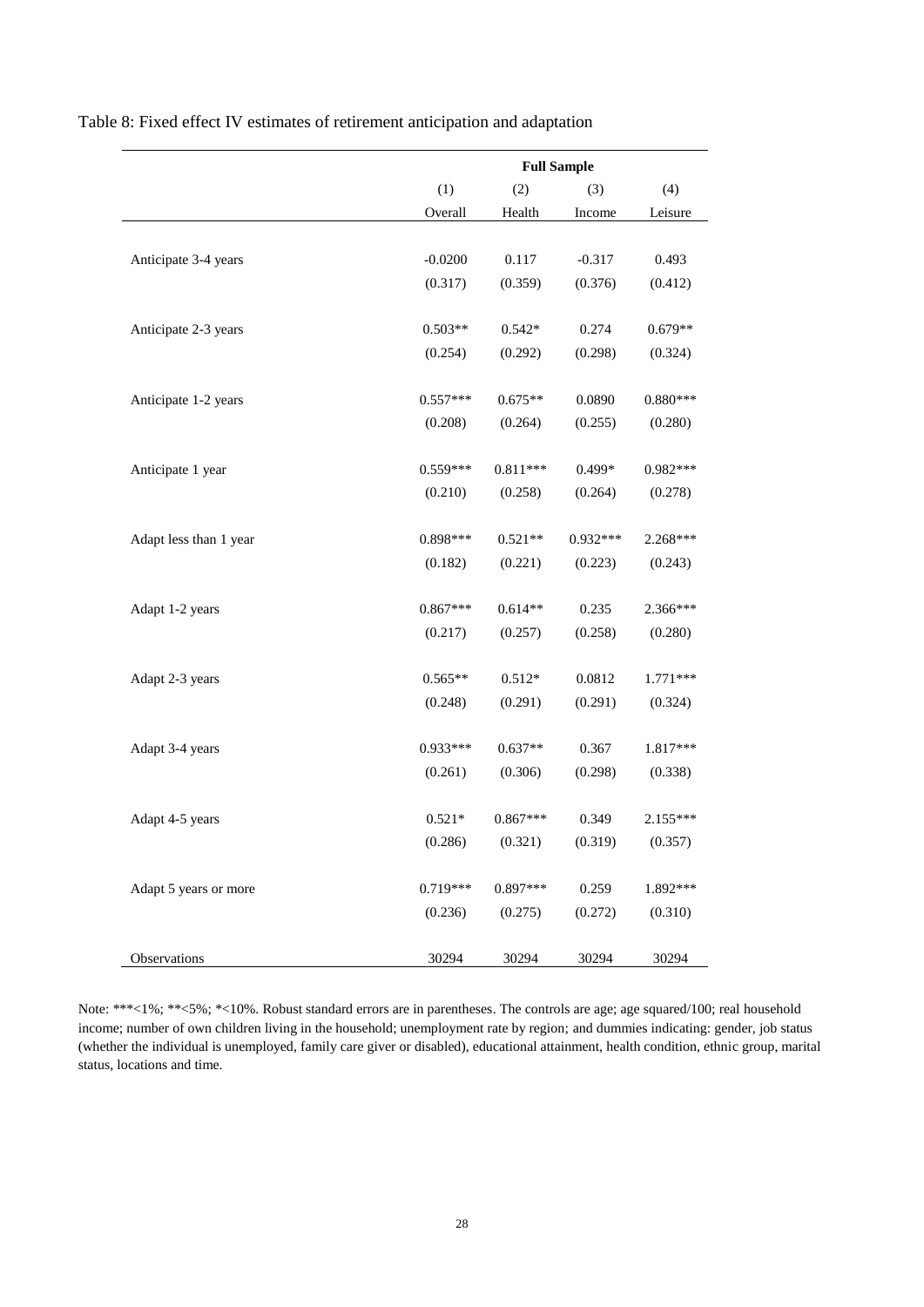Table 8: Fixed effect IV estimates of retirement anticipation and adaptation

| | Full Sample | | | |
|---|---|---|---|---|
| | (1) | (2) | (3) | (4) |
| | Overall | Health | Income | Leisure |
| Anticipate 3-4 years | -0.0200 | 0.117 | -0.317 | 0.493 |
| | (0.317) | (0.359) | (0.376) | (0.412) |
| Anticipate 2-3 years | 0.503** | 0.542* | 0.274 | 0.679** |
| | (0.254) | (0.292) | (0.298) | (0.324) |
| Anticipate 1-2 years | 0.557*** | 0.675** | 0.0890 | 0.880*** |
| | (0.208) | (0.264) | (0.255) | (0.280) |
| Anticipate 1 year | 0.559*** | 0.811*** | 0.499* | 0.982*** |
| | (0.210) | (0.258) | (0.264) | (0.278) |
| Adapt less than 1 year | 0.898*** | 0.521** | 0.932*** | 2.268*** |
| | (0.182) | (0.221) | (0.223) | (0.243) |
| Adapt 1-2 years | 0.867*** | 0.614** | 0.235 | 2.366*** |
| | (0.217) | (0.257) | (0.258) | (0.280) |
| Adapt 2-3 years | 0.565** | 0.512* | 0.0812 | 1.771*** |
| | (0.248) | (0.291) | (0.291) | (0.324) |
| Adapt 3-4 years | 0.933*** | 0.637** | 0.367 | 1.817*** |
| | (0.261) | (0.306) | (0.298) | (0.338) |
| Adapt 4-5 years | 0.521* | 0.867*** | 0.349 | 2.155*** |
| | (0.286) | (0.321) | (0.319) | (0.357) |
| Adapt 5 years or more | 0.719*** | 0.897*** | 0.259 | 1.892*** |
| | (0.236) | (0.275) | (0.272) | (0.310) |
| Observations | 30294 | 30294 | 30294 | 30294 |

Note: ***<1%; **<5%; *<10%. Robust standard errors are in parentheses. The controls are age; age squared/100; real household income; number of own children living in the household; unemployment rate by region; and dummies indicating: gender, job status (whether the individual is unemployed, family care giver or disabled), educational attainment, health condition, ethnic group, marital status, locations and time.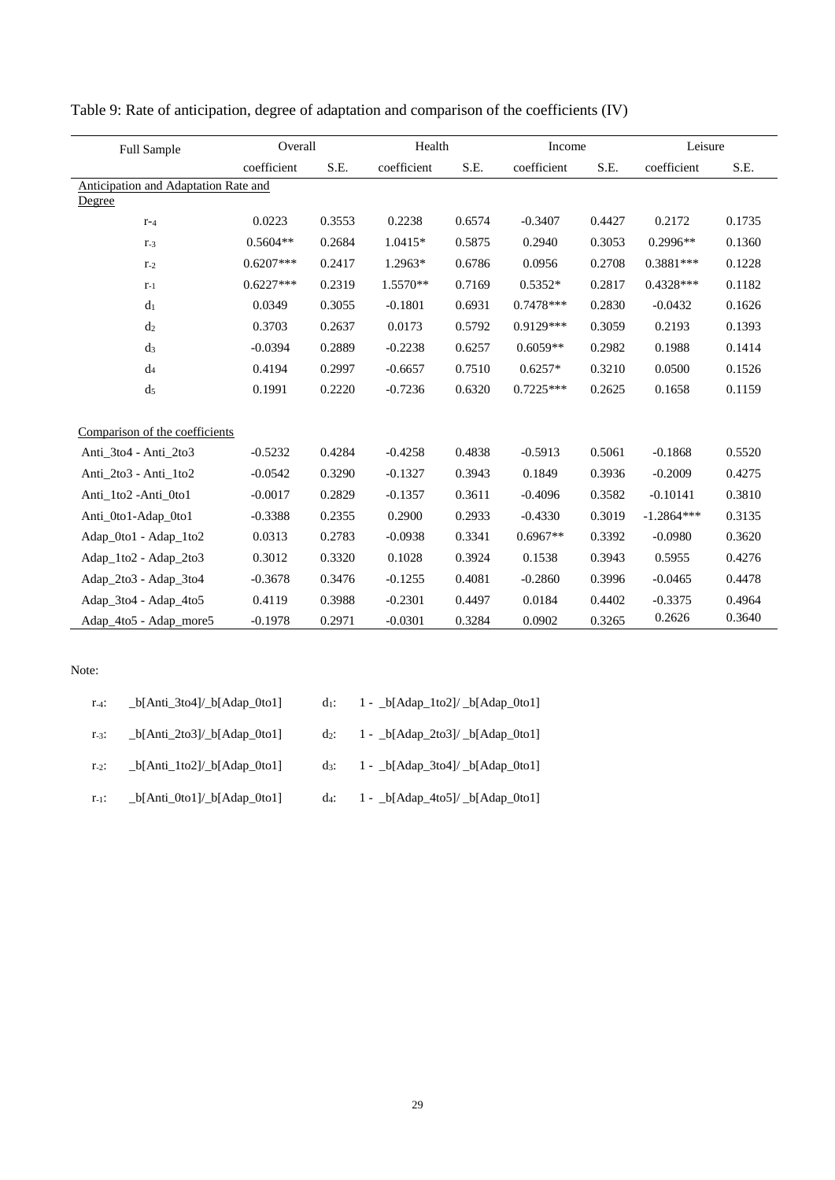Table 9: Rate of anticipation, degree of adaptation and comparison of the coefficients (IV)

| Full Sample | Overall | | Health | | Income | | Leisure | |
|---|---|---|---|---|---|---|---|---|
| | coefficient | S.E. | coefficient | S.E. | coefficient | S.E. | coefficient | S.E. |
| Anticipation and Adaptation Rate and Degree | | | | | | | | |
| $r_{-4}$ | 0.0223 | 0.3553 | 0.2238 | 0.6574 | -0.3407 | 0.4427 | 0.2172 | 0.1735 |
| $r_{-3}$ | 0.5604** | 0.2684 | 1.0415* | 0.5875 | 0.2940 | 0.3053 | 0.2996** | 0.1360 |
| $r_{-2}$ | 0.6207*** | 0.2417 | 1.2963* | 0.6786 | 0.0956 | 0.2708 | 0.3881*** | 0.1228 |
| $r_{-1}$ | 0.6227*** | 0.2319 | 1.5570** | 0.7169 | 0.5352* | 0.2817 | 0.4328*** | 0.1182 |
| $d_1$ | 0.0349 | 0.3055 | -0.1801 | 0.6931 | 0.7478*** | 0.2830 | -0.0432 | 0.1626 |
| $d_2$ | 0.3703 | 0.2637 | 0.0173 | 0.5792 | 0.9129*** | 0.3059 | 0.2193 | 0.1393 |
| $d_3$ | -0.0394 | 0.2889 | -0.2238 | 0.6257 | 0.6059** | 0.2982 | 0.1988 | 0.1414 |
| $d_4$ | 0.4194 | 0.2997 | -0.6657 | 0.7510 | 0.6257* | 0.3210 | 0.0500 | 0.1526 |
| $d_5$ | 0.1991 | 0.2220 | -0.7236 | 0.6320 | 0.7225*** | 0.2625 | 0.1658 | 0.1159 |
| Comparison of the coefficients | | | | | | | | |
| Anti_3to4 - Anti_2to3 | -0.5232 | 0.4284 | -0.4258 | 0.4838 | -0.5913 | 0.5061 | -0.1868 | 0.5520 |
| Anti_2to3 - Anti_1to2 | -0.0542 | 0.3290 | -0.1327 | 0.3943 | 0.1849 | 0.3936 | -0.2009 | 0.4275 |
| Anti_1to2 -Anti_0to1 | -0.0017 | 0.2829 | -0.1357 | 0.3611 | -0.4096 | 0.3582 | -0.10141 | 0.3810 |
| Anti_0to1-Adap_0to1 | -0.3388 | 0.2355 | 0.2900 | 0.2933 | -0.4330 | 0.3019 | -1.2864*** | 0.3135 |
| Adap_0to1 - Adap_1to2 | 0.0313 | 0.2783 | -0.0938 | 0.3341 | 0.6967** | 0.3392 | -0.0980 | 0.3620 |
| Adap_1to2 - Adap_2to3 | 0.3012 | 0.3320 | 0.1028 | 0.3924 | 0.1538 | 0.3943 | 0.5955 | 0.4276 |
| Adap_2to3 - Adap_3to4 | -0.3678 | 0.3476 | -0.1255 | 0.4081 | -0.2860 | 0.3996 | -0.0465 | 0.4478 |
| Adap_3to4 - Adap_4to5 | 0.4119 | 0.3988 | -0.2301 | 0.4497 | 0.0184 | 0.4402 | -0.3375 | 0.4964 |
| Adap_4to5 - Adap_more5 | -0.1978 | 0.2971 | -0.0301 | 0.3284 | 0.0902 | 0.3265 | 0.2626 | 0.3640 |

Note:

| | | | |
|---|---|---|---|
| $r_{-4}$: | _b[Anti_3to4]/_b[Adap_0to1] | $d_1$: | 1 - _b[Adap_1to2]/ _b[Adap_0to1] |
| $r_{-3}$: | _b[Anti_2to3]/_b[Adap_0to1] | $d_2$: | 1 - _b[Adap_2to3]/ _b[Adap_0to1] |
| $r_{-2}$: | _b[Anti_1to2]/_b[Adap_0to1] | $d_3$: | 1 - _b[Adap_3to4]/ _b[Adap_0to1] |
| $r_{-1}$: | _b[Anti_0to1]/_b[Adap_0to1] | $d_4$: | 1 - _b[Adap_4to5]/ _b[Adap_0to1] |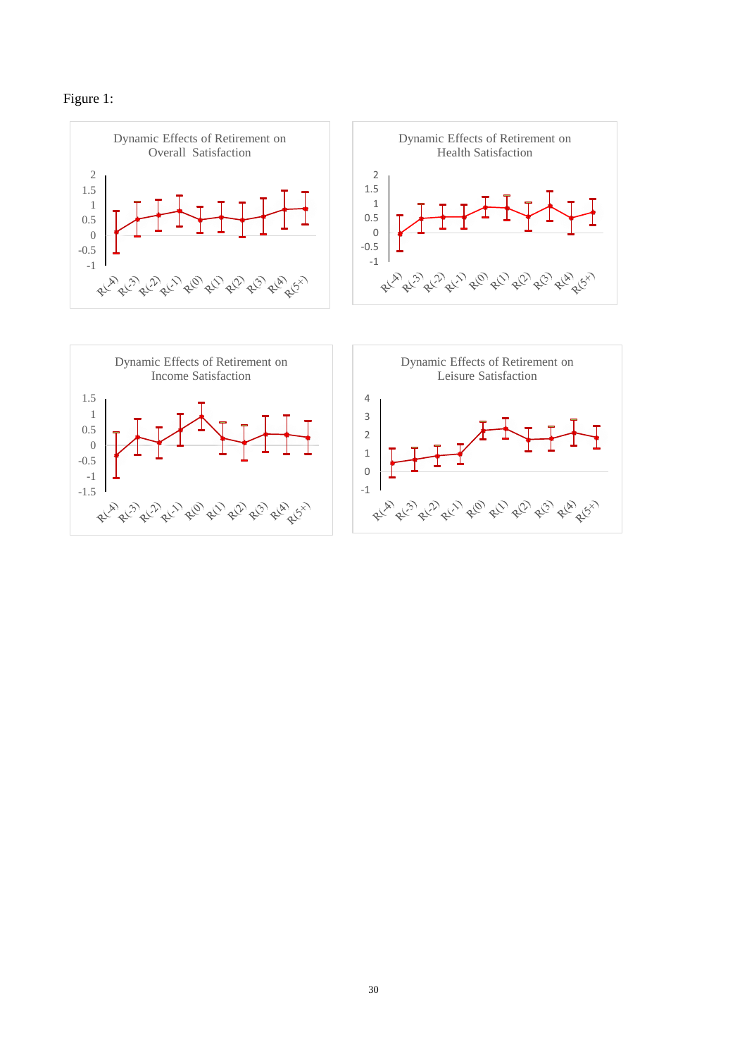Figure 1:

Dynamic Effects of Retirement on Overall Satisfaction

Dynamic Effects of Retirement on Health Satisfaction

Dynamic Effects of Retirement on Income Satisfaction

Dynamic Effects of Retirement on Leisure Satisfaction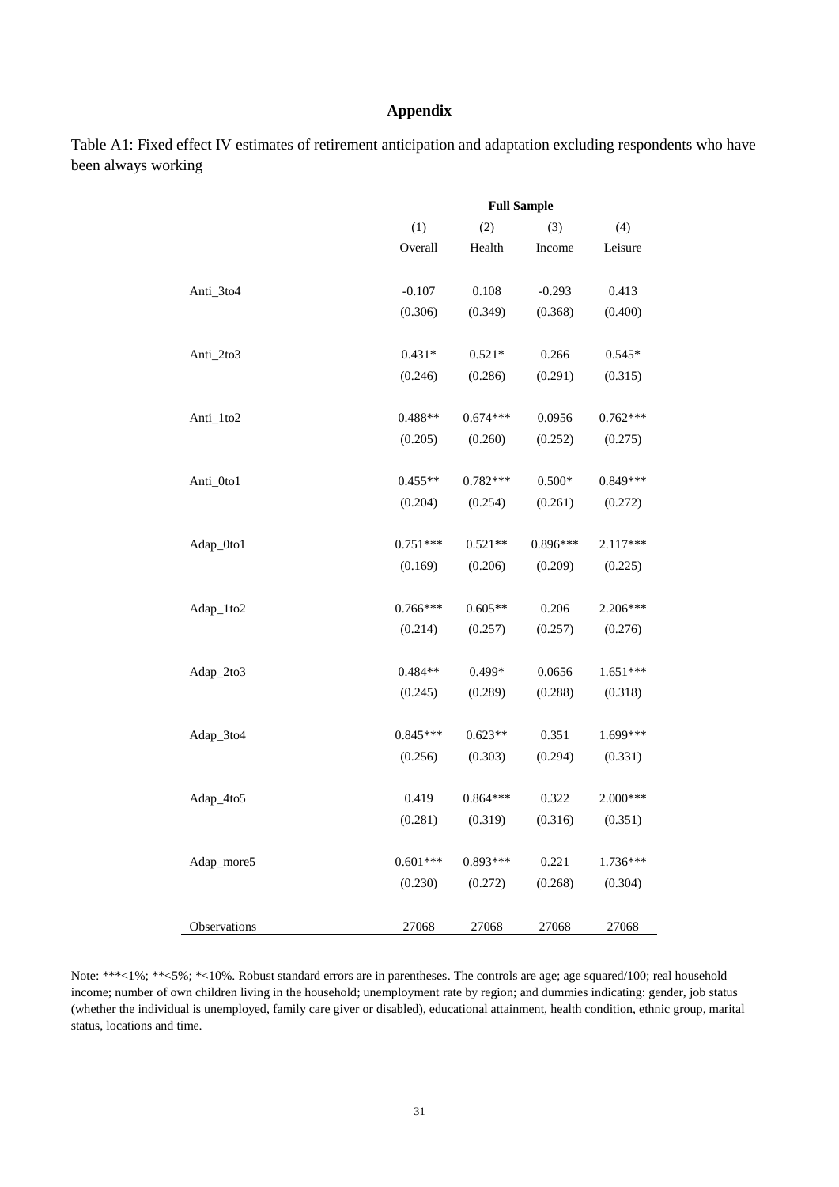# Appendix

Table A1: Fixed effect IV estimates of retirement anticipation and adaptation excluding respondents who have been always working

| | Full Sample | | | |
|---|---|---|---|---|
| | (1) | (2) | (3) | (4) |
| | Overall | Health | Income | Leisure |
| Anti_3to4 | -0.107 | 0.108 | -0.293 | 0.413 |
| | (0.306) | (0.349) | (0.368) | (0.400) |
| Anti_2to3 | 0.431* | 0.521* | 0.266 | 0.545* |
| | (0.246) | (0.286) | (0.291) | (0.315) |
| Anti_1to2 | 0.488** | 0.674*** | 0.0956 | 0.762*** |
| | (0.205) | (0.260) | (0.252) | (0.275) |
| Anti_0to1 | 0.455** | 0.782*** | 0.500* | 0.849*** |
| | (0.204) | (0.254) | (0.261) | (0.272) |
| Adap_0to1 | 0.751*** | 0.521** | 0.896*** | 2.117*** |
| | (0.169) | (0.206) | (0.209) | (0.225) |
| Adap_1to2 | 0.766*** | 0.605** | 0.206 | 2.206*** |
| | (0.214) | (0.257) | (0.257) | (0.276) |
| Adap_2to3 | 0.484** | 0.499* | 0.0656 | 1.651*** |
| | (0.245) | (0.289) | (0.288) | (0.318) |
| Adap_3to4 | 0.845*** | 0.623** | 0.351 | 1.699*** |
| | (0.256) | (0.303) | (0.294) | (0.331) |
| Adap_4to5 | 0.419 | 0.864*** | 0.322 | 2.000*** |
| | (0.281) | (0.319) | (0.316) | (0.351) |
| Adap_more5 | 0.601*** | 0.893*** | 0.221 | 1.736*** |
| | (0.230) | (0.272) | (0.268) | (0.304) |
| Observations | 27068 | 27068 | 27068 | 27068 |

Note: ***<1%; **<5%; *<10%. Robust standard errors are in parentheses. The controls are age; age squared/100; real household income; number of own children living in the household; unemployment rate by region; and dummies indicating: gender, job status (whether the individual is unemployed, family care giver or disabled), educational attainment, health condition, ethnic group, marital status, locations and time.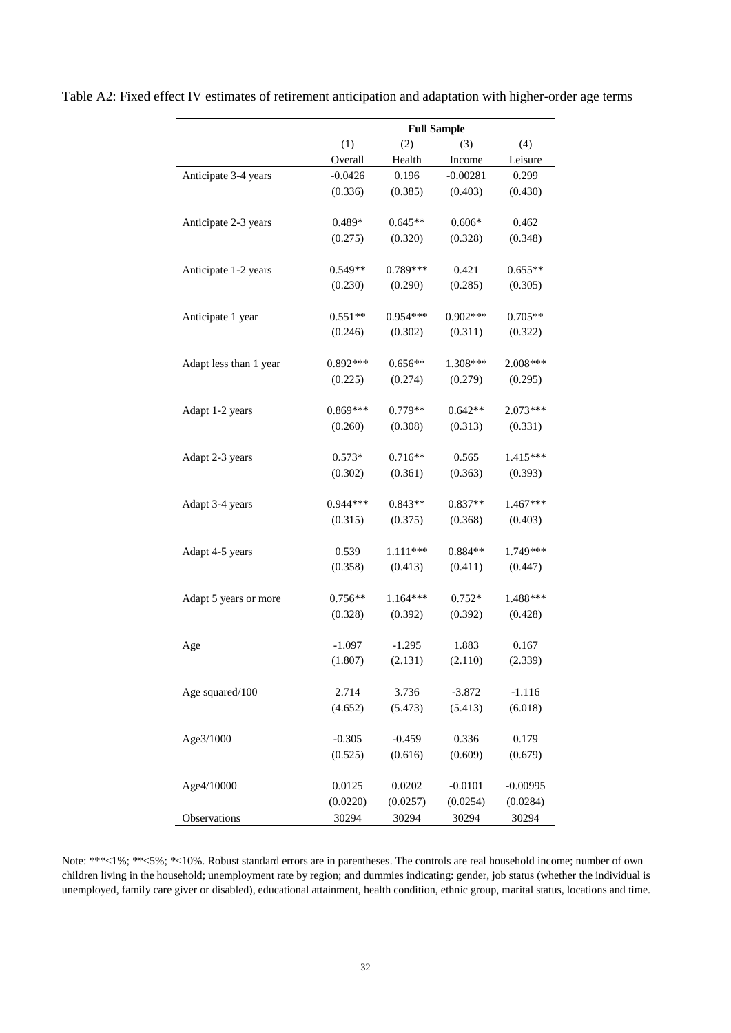Table A2: Fixed effect IV estimates of retirement anticipation and adaptation with higher-order age terms

| | Full Sample | | | |
|---|---|---|---|---|
| | (1) | (2) | (3) | (4) |
| | Overall | Health | Income | Leisure |
| Anticipate 3-4 years | -0.0426 | 0.196 | -0.00281 | 0.299 |
| | (0.336) | (0.385) | (0.403) | (0.430) |
| Anticipate 2-3 years | 0.489* | 0.645** | 0.606* | 0.462 |
| | (0.275) | (0.320) | (0.328) | (0.348) |
| Anticipate 1-2 years | 0.549** | 0.789*** | 0.421 | 0.655** |
| | (0.230) | (0.290) | (0.285) | (0.305) |
| Anticipate 1 year | 0.551** | 0.954*** | 0.902*** | 0.705** |
| | (0.246) | (0.302) | (0.311) | (0.322) |
| Adapt less than 1 year | 0.892*** | 0.656** | 1.308*** | 2.008*** |
| | (0.225) | (0.274) | (0.279) | (0.295) |
| Adapt 1-2 years | 0.869*** | 0.779** | 0.642** | 2.073*** |
| | (0.260) | (0.308) | (0.313) | (0.331) |
| Adapt 2-3 years | 0.573* | 0.716** | 0.565 | 1.415*** |
| | (0.302) | (0.361) | (0.363) | (0.393) |
| Adapt 3-4 years | 0.944*** | 0.843** | 0.837** | 1.467*** |
| | (0.315) | (0.375) | (0.368) | (0.403) |
| Adapt 4-5 years | 0.539 | 1.111*** | 0.884** | 1.749*** |
| | (0.358) | (0.413) | (0.411) | (0.447) |
| Adapt 5 years or more | 0.756** | 1.164*** | 0.752* | 1.488*** |
| | (0.328) | (0.392) | (0.392) | (0.428) |
| Age | -1.097 | -1.295 | 1.883 | 0.167 |
| | (1.807) | (2.131) | (2.110) | (2.339) |
| Age squared/100 | 2.714 | 3.736 | -3.872 | -1.116 |
| | (4.652) | (5.473) | (5.413) | (6.018) |
| Age3/1000 | -0.305 | -0.459 | 0.336 | 0.179 |
| | (0.525) | (0.616) | (0.609) | (0.679) |
| Age4/10000 | 0.0125 | 0.0202 | -0.0101 | -0.00995 |
| | (0.0220) | (0.0257) | (0.0254) | (0.0284) |
| Observations | 30294 | 30294 | 30294 | 30294 |

Note: ***<1%; **<5%; *<10%. Robust standard errors are in parentheses. The controls are real household income; number of own children living in the household; unemployment rate by region; and dummies indicating: gender, job status (whether the individual is unemployed, family care giver or disabled), educational attainment, health condition, ethnic group, marital status, locations and time.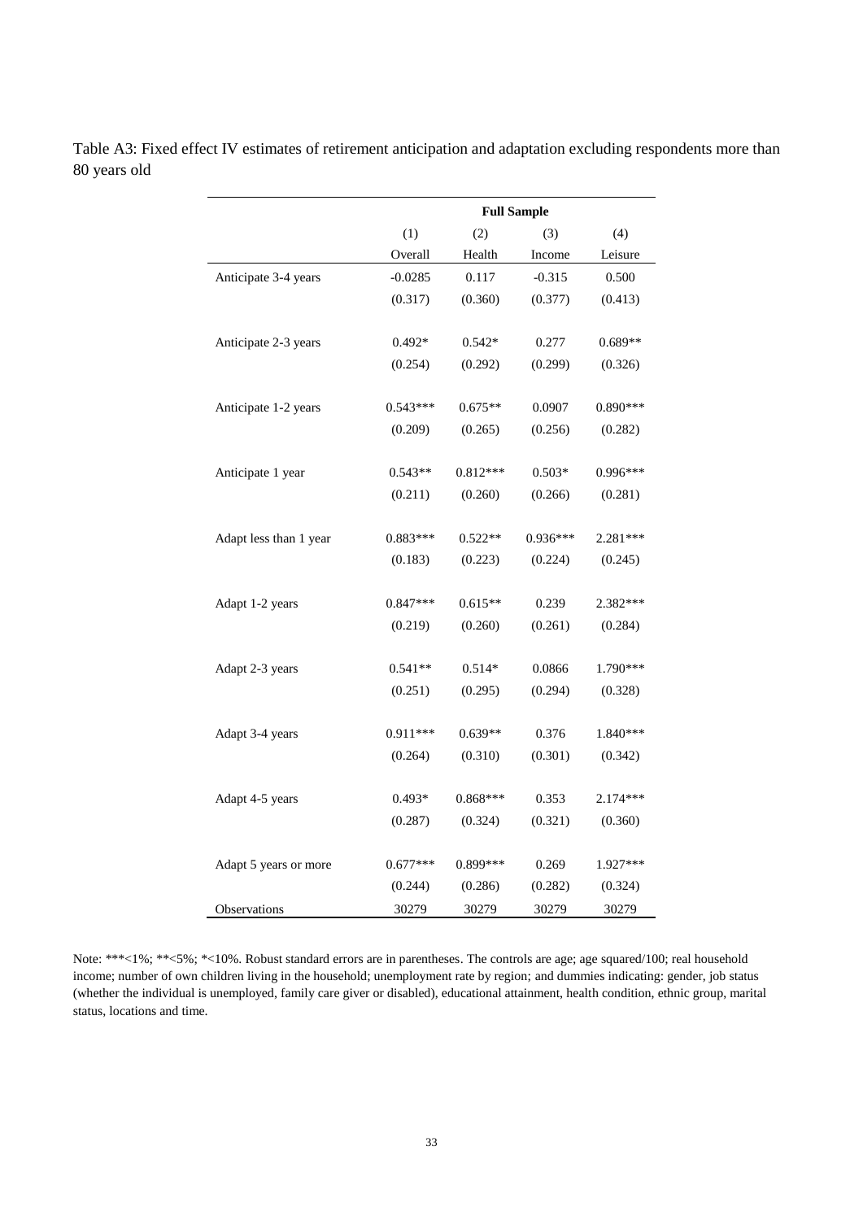Table A3: Fixed effect IV estimates of retirement anticipation and adaptation excluding respondents more than 80 years old

| | Full Sample | | | |
|---|---|---|---|---|
| | (1) | (2) | (3) | (4) |
| | Overall | Health | Income | Leisure |
| Anticipate 3-4 years | -0.0285 | 0.117 | -0.315 | 0.500 |
| | (0.317) | (0.360) | (0.377) | (0.413) |
| Anticipate 2-3 years | 0.492* | 0.542* | 0.277 | 0.689** |
| | (0.254) | (0.292) | (0.299) | (0.326) |
| Anticipate 1-2 years | 0.543*** | 0.675** | 0.0907 | 0.890*** |
| | (0.209) | (0.265) | (0.256) | (0.282) |
| Anticipate 1 year | 0.543** | 0.812*** | 0.503* | 0.996*** |
| | (0.211) | (0.260) | (0.266) | (0.281) |
| Adapt less than 1 year | 0.883*** | 0.522** | 0.936*** | 2.281*** |
| | (0.183) | (0.223) | (0.224) | (0.245) |
| Adapt 1-2 years | 0.847*** | 0.615** | 0.239 | 2.382*** |
| | (0.219) | (0.260) | (0.261) | (0.284) |
| Adapt 2-3 years | 0.541** | 0.514* | 0.0866 | 1.790*** |
| | (0.251) | (0.295) | (0.294) | (0.328) |
| Adapt 3-4 years | 0.911*** | 0.639** | 0.376 | 1.840*** |
| | (0.264) | (0.310) | (0.301) | (0.342) |
| Adapt 4-5 years | 0.493* | 0.868*** | 0.353 | 2.174*** |
| | (0.287) | (0.324) | (0.321) | (0.360) |
| Adapt 5 years or more | 0.677*** | 0.899*** | 0.269 | 1.927*** |
| | (0.244) | (0.286) | (0.282) | (0.324) |
| Observations | 30279 | 30279 | 30279 | 30279 |

Note: ***<1%; **<5%; *<10%. Robust standard errors are in parentheses. The controls are age; age squared/100; real household income; number of own children living in the household; unemployment rate by region; and dummies indicating: gender, job status (whether the individual is unemployed, family care giver or disabled), educational attainment, health condition, ethnic group, marital status, locations and time.